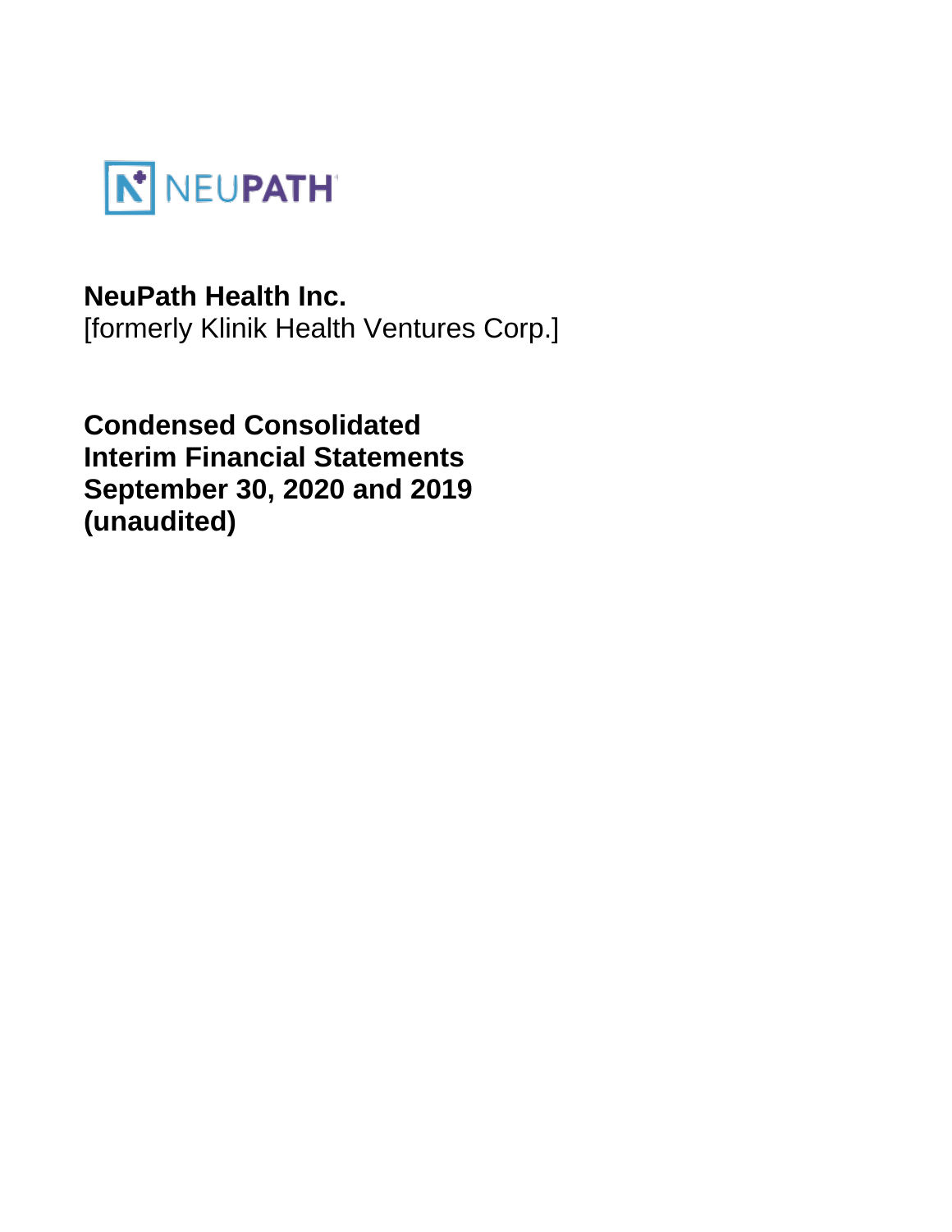NEUPATH

**NeuPath Health Inc.**
[formerly Klinik Health Ventures Corp.]

# Condensed Consolidated Interim Financial Statements September 30, 2020 and 2019 (unaudited)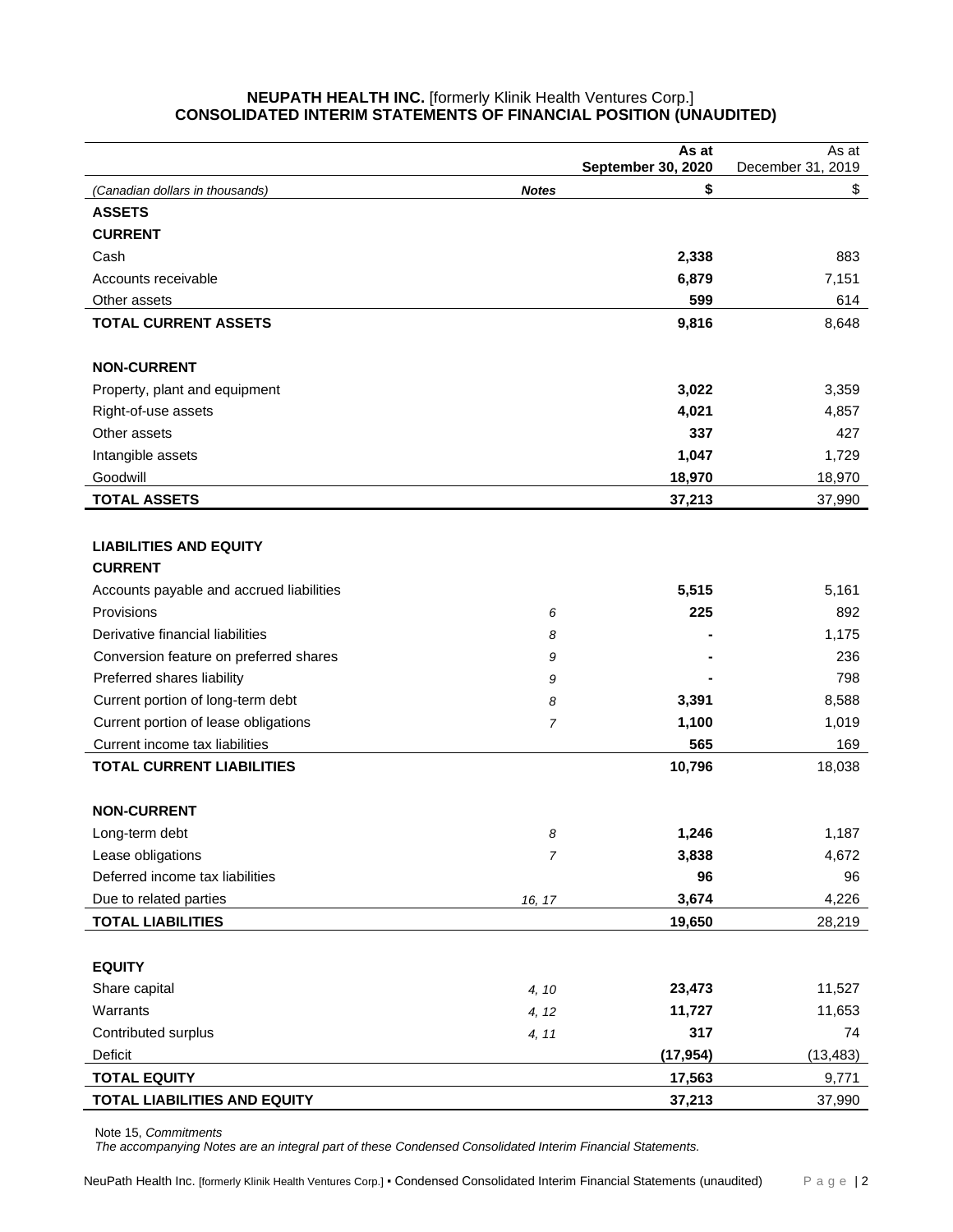# NEUPATH HEALTH INC. [formerly Klinik Health Ventures Corp.]
## CONSOLIDATED INTERIM STATEMENTS OF FINANCIAL POSITION (UNAUDITED)

| (Canadian dollars in thousands) | Notes | As at September 30, 2020 $ | As at December 31, 2019 $ |
|---|---|---|---|
| **ASSETS** | | | |
| **CURRENT** | | | |
| Cash | | **2,338** | 883 |
| Accounts receivable | | **6,879** | 7,151 |
| Other assets | | **599** | 614 |
| **TOTAL CURRENT ASSETS** | | **9,816** | 8,648 |
| **NON-CURRENT** | | | |
| Property, plant and equipment | | **3,022** | 3,359 |
| Right-of-use assets | | **4,021** | 4,857 |
| Other assets | | **337** | 427 |
| Intangible assets | | **1,047** | 1,729 |
| Goodwill | | **18,970** | 18,970 |
| **TOTAL ASSETS** | | **37,213** | 37,990 |
| **LIABILITIES AND EQUITY** | | | |
| **CURRENT** | | | |
| Accounts payable and accrued liabilities | | **5,515** | 5,161 |
| Provisions | 6 | **225** | 892 |
| Derivative financial liabilities | 8 | **-** | 1,175 |
| Conversion feature on preferred shares | 9 | **-** | 236 |
| Preferred shares liability | 9 | **-** | 798 |
| Current portion of long-term debt | 8 | **3,391** | 8,588 |
| Current portion of lease obligations | 7 | **1,100** | 1,019 |
| Current income tax liabilities | | **565** | 169 |
| **TOTAL CURRENT LIABILITIES** | | **10,796** | 18,038 |
| **NON-CURRENT** | | | |
| Long-term debt | 8 | **1,246** | 1,187 |
| Lease obligations | 7 | **3,838** | 4,672 |
| Deferred income tax liabilities | | **96** | 96 |
| Due to related parties | 16, 17 | **3,674** | 4,226 |
| **TOTAL LIABILITIES** | | **19,650** | 28,219 |
| **EQUITY** | | | |
| Share capital | 4, 10 | **23,473** | 11,527 |
| Warrants | 4, 12 | **11,727** | 11,653 |
| Contributed surplus | 4, 11 | **317** | 74 |
| Deficit | | **(17,954)** | (13,483) |
| **TOTAL EQUITY** | | **17,563** | 9,771 |
| **TOTAL LIABILITIES AND EQUITY** | | **37,213** | 37,990 |

Note 15, *Commitments*

*The accompanying Notes are an integral part of these Condensed Consolidated Interim Financial Statements.*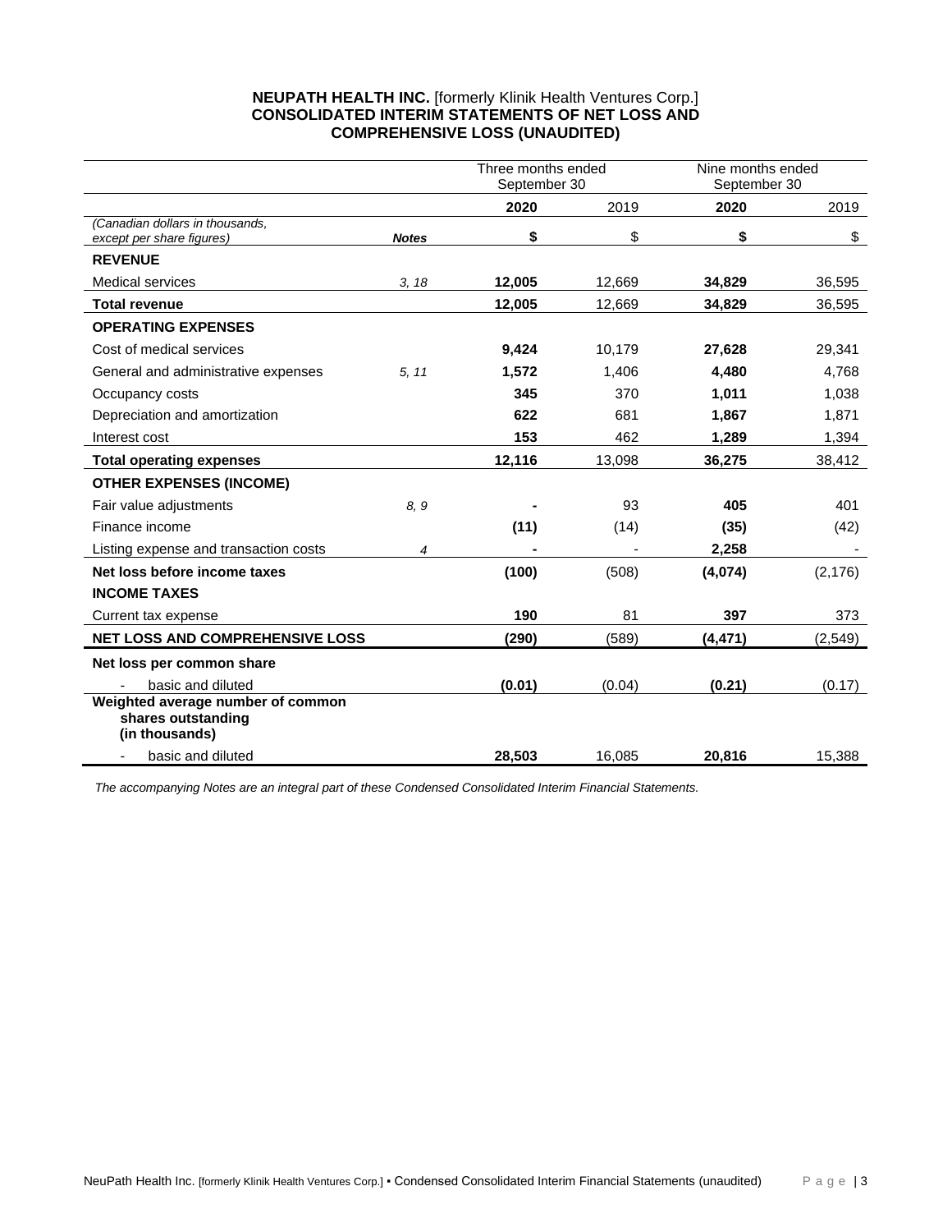**NEUPATH HEALTH INC.** [formerly Klinik Health Ventures Corp.]
**CONSOLIDATED INTERIM STATEMENTS OF NET LOSS AND COMPREHENSIVE LOSS (UNAUDITED)**

| | | Three months ended September 30 | | Nine months ended September 30 | |
|---|---|---|---|---|---|
| | | **2020** | 2019 | **2020** | 2019 |
| *(Canadian dollars in thousands, except per share figures)* | ***Notes*** | **$** | $ | **$** | $ |
| **REVENUE** | | | | | |
| Medical services | *3, 18* | **12,005** | 12,669 | **34,829** | 36,595 |
| **Total revenue** | | **12,005** | 12,669 | **34,829** | 36,595 |
| **OPERATING EXPENSES** | | | | | |
| Cost of medical services | | **9,424** | 10,179 | **27,628** | 29,341 |
| General and administrative expenses | *5, 11* | **1,572** | 1,406 | **4,480** | 4,768 |
| Occupancy costs | | **345** | 370 | **1,011** | 1,038 |
| Depreciation and amortization | | **622** | 681 | **1,867** | 1,871 |
| Interest cost | | **153** | 462 | **1,289** | 1,394 |
| **Total operating expenses** | | **12,116** | 13,098 | **36,275** | 38,412 |
| **OTHER EXPENSES (INCOME)** | | | | | |
| Fair value adjustments | *8, 9* | **-** | 93 | **405** | 401 |
| Finance income | | **(11)** | (14) | **(35)** | (42) |
| Listing expense and transaction costs | *4* | **-** | - | **2,258** | - |
| **Net loss before income taxes** | | **(100)** | (508) | **(4,074)** | (2,176) |
| **INCOME TAXES** | | | | | |
| Current tax expense | | **190** | 81 | **397** | 373 |
| **NET LOSS AND COMPREHENSIVE LOSS** | | **(290)** | (589) | **(4,471)** | (2,549) |
| **Net loss per common share** | | | | | |
| - basic and diluted | | **(0.01)** | (0.04) | **(0.21)** | (0.17) |
| **Weighted average number of common shares outstanding (in thousands)** | | | | | |
| - basic and diluted | | **28,503** | 16,085 | **20,816** | 15,388 |

*The accompanying Notes are an integral part of these Condensed Consolidated Interim Financial Statements.*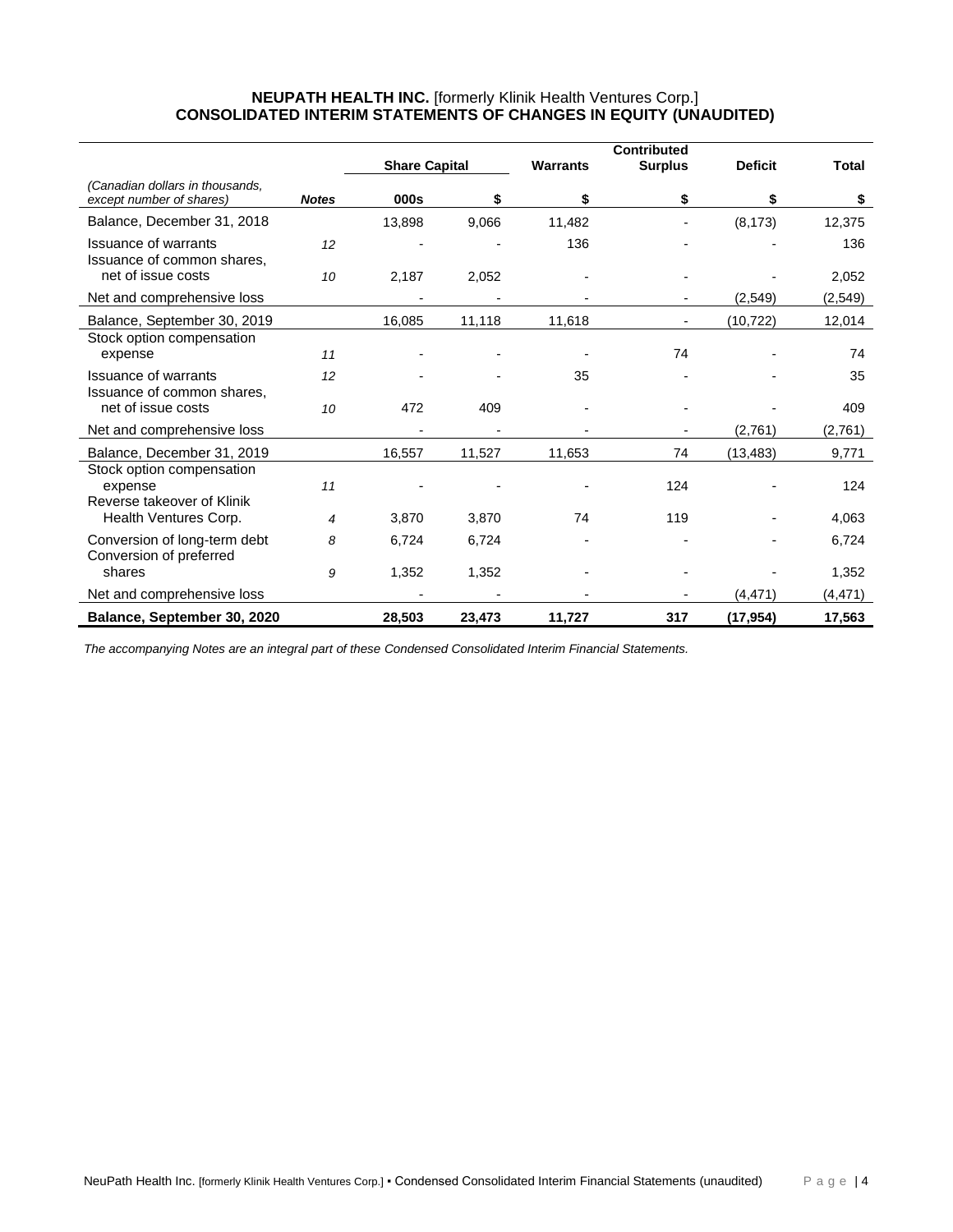**NEUPATH HEALTH INC.** [formerly Klinik Health Ventures Corp.]
**CONSOLIDATED INTERIM STATEMENTS OF CHANGES IN EQUITY (UNAUDITED)**

| | | Share Capital | | Warrants | Contributed Surplus | Deficit | Total |
|---|---|---|---|---|---|---|---|
| *(Canadian dollars in thousands, except number of shares)* | ***Notes*** | **000s** | **$** | **$** | **$** | **$** | **$** |
| Balance, December 31, 2018 | | 13,898 | 9,066 | 11,482 | - | (8,173) | 12,375 |
| Issuance of warrants | *12* | - | - | 136 | - | - | 136 |
| Issuance of common shares, net of issue costs | *10* | 2,187 | 2,052 | - | - | - | 2,052 |
| Net and comprehensive loss | | - | - | - | - | (2,549) | (2,549) |
| Balance, September 30, 2019 | | 16,085 | 11,118 | 11,618 | - | (10,722) | 12,014 |
| Stock option compensation expense | *11* | - | - | - | 74 | - | 74 |
| Issuance of warrants | *12* | - | - | 35 | - | - | 35 |
| Issuance of common shares, net of issue costs | *10* | 472 | 409 | - | - | - | 409 |
| Net and comprehensive loss | | - | - | - | - | (2,761) | (2,761) |
| Balance, December 31, 2019 | | 16,557 | 11,527 | 11,653 | 74 | (13,483) | 9,771 |
| Stock option compensation expense | *11* | - | - | - | 124 | - | 124 |
| Reverse takeover of Klinik Health Ventures Corp. | *4* | 3,870 | 3,870 | 74 | 119 | - | 4,063 |
| Conversion of long-term debt | *8* | 6,724 | 6,724 | - | - | - | 6,724 |
| Conversion of preferred shares | *9* | 1,352 | 1,352 | - | - | - | 1,352 |
| Net and comprehensive loss | | - | - | - | - | (4,471) | (4,471) |
| **Balance, September 30, 2020** | | **28,503** | **23,473** | **11,727** | **317** | **(17,954)** | **17,563** |

*The accompanying Notes are an integral part of these Condensed Consolidated Interim Financial Statements.*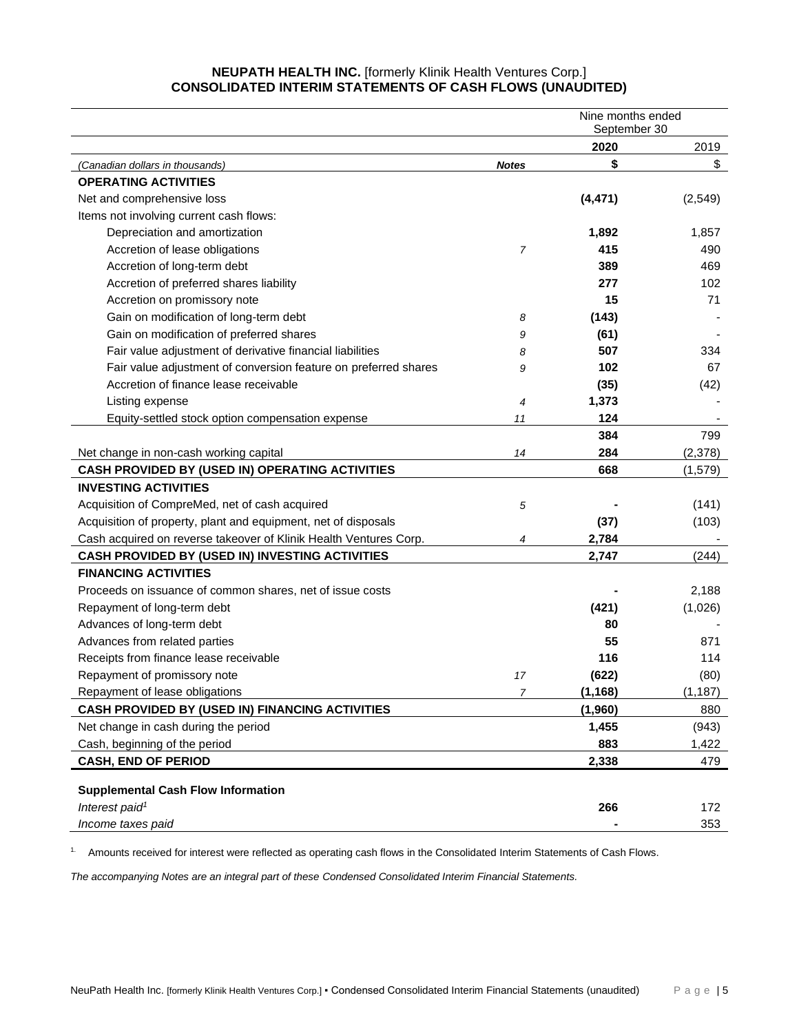**NEUPATH HEALTH INC.** [formerly Klinik Health Ventures Corp.]
**CONSOLIDATED INTERIM STATEMENTS OF CASH FLOWS (UNAUDITED)**

| | | Nine months ended September 30 | |
|---|---|---|---|
| | | **2020** | 2019 |
| *(Canadian dollars in thousands)* | ***Notes*** | **$** | $ |
| **OPERATING ACTIVITIES** | | | |
| Net and comprehensive loss | | **(4,471)** | (2,549) |
| Items not involving current cash flows: | | | |
| Depreciation and amortization | | **1,892** | 1,857 |
| Accretion of lease obligations | *7* | **415** | 490 |
| Accretion of long-term debt | | **389** | 469 |
| Accretion of preferred shares liability | | **277** | 102 |
| Accretion on promissory note | | **15** | 71 |
| Gain on modification of long-term debt | *8* | **(143)** | - |
| Gain on modification of preferred shares | *9* | **(61)** | - |
| Fair value adjustment of derivative financial liabilities | *8* | **507** | 334 |
| Fair value adjustment of conversion feature on preferred shares | *9* | **102** | 67 |
| Accretion of finance lease receivable | | **(35)** | (42) |
| Listing expense | *4* | **1,373** | - |
| Equity-settled stock option compensation expense | *11* | **124** | - |
| | | **384** | 799 |
| Net change in non-cash working capital | *14* | **284** | (2,378) |
| **CASH PROVIDED BY (USED IN) OPERATING ACTIVITIES** | | **668** | (1,579) |
| **INVESTING ACTIVITIES** | | | |
| Acquisition of CompreMed, net of cash acquired | *5* | **-** | (141) |
| Acquisition of property, plant and equipment, net of disposals | | **(37)** | (103) |
| Cash acquired on reverse takeover of Klinik Health Ventures Corp. | *4* | **2,784** | - |
| **CASH PROVIDED BY (USED IN) INVESTING ACTIVITIES** | | **2,747** | (244) |
| **FINANCING ACTIVITIES** | | | |
| Proceeds on issuance of common shares, net of issue costs | | **-** | 2,188 |
| Repayment of long-term debt | | **(421)** | (1,026) |
| Advances of long-term debt | | **80** | - |
| Advances from related parties | | **55** | 871 |
| Receipts from finance lease receivable | | **116** | 114 |
| Repayment of promissory note | *17* | **(622)** | (80) |
| Repayment of lease obligations | *7* | **(1,168)** | (1,187) |
| **CASH PROVIDED BY (USED IN) FINANCING ACTIVITIES** | | **(1,960)** | 880 |
| Net change in cash during the period | | **1,455** | (943) |
| Cash, beginning of the period | | **883** | 1,422 |
| **CASH, END OF PERIOD** | | **2,338** | 479 |
| | | | |
| **Supplemental Cash Flow Information** | | | |
| *Interest paid*[1] | | **266** | 172 |
| *Income taxes paid* | | **-** | 353 |

1. Amounts received for interest were reflected as operating cash flows in the Consolidated Interim Statements of Cash Flows.

*The accompanying Notes are an integral part of these Condensed Consolidated Interim Financial Statements.*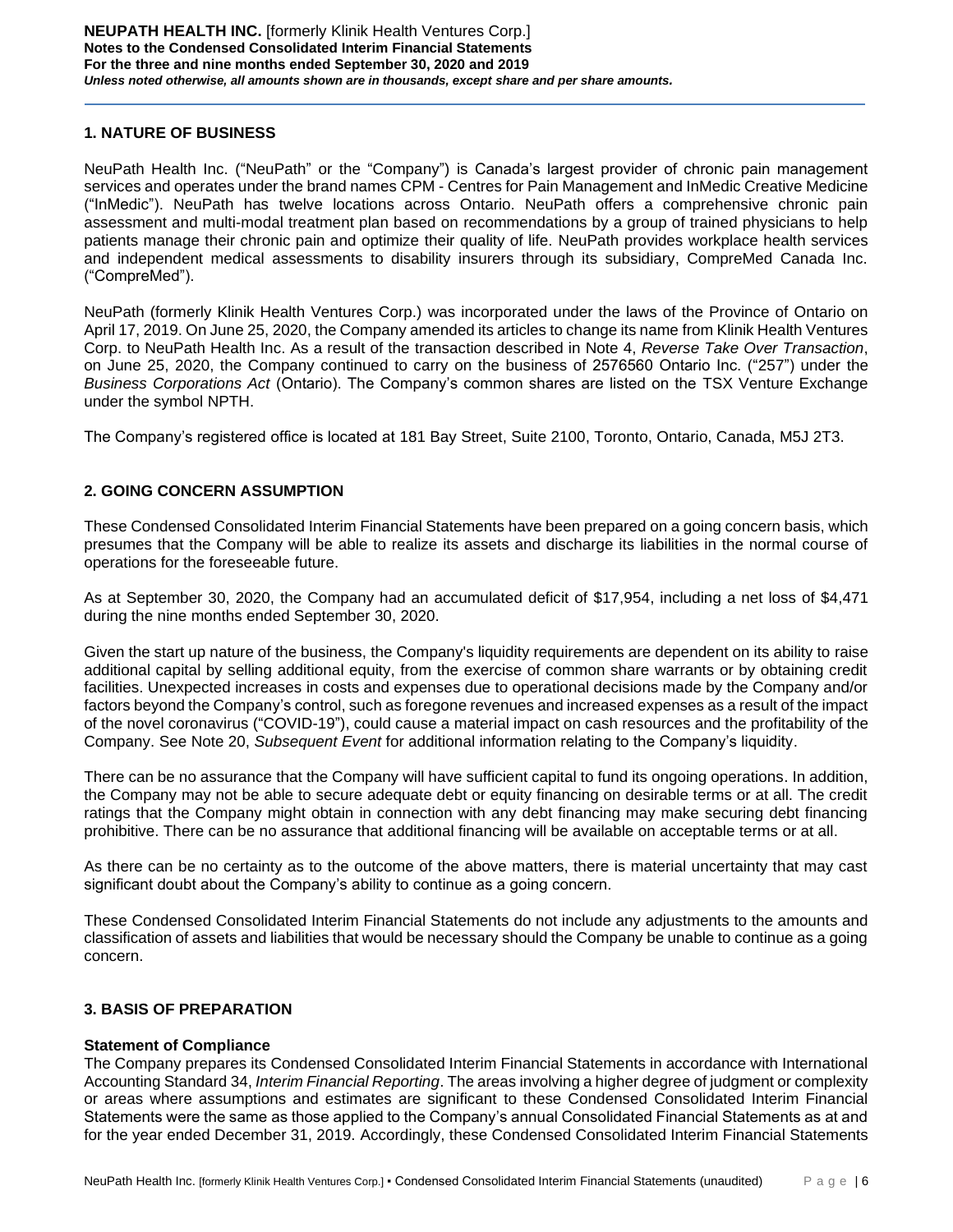## 1. NATURE OF BUSINESS

NeuPath Health Inc. ("NeuPath" or the "Company") is Canada's largest provider of chronic pain management services and operates under the brand names CPM - Centres for Pain Management and InMedic Creative Medicine ("InMedic"). NeuPath has twelve locations across Ontario. NeuPath offers a comprehensive chronic pain assessment and multi-modal treatment plan based on recommendations by a group of trained physicians to help patients manage their chronic pain and optimize their quality of life. NeuPath provides workplace health services and independent medical assessments to disability insurers through its subsidiary, CompreMed Canada Inc. ("CompreMed").

NeuPath (formerly Klinik Health Ventures Corp.) was incorporated under the laws of the Province of Ontario on April 17, 2019. On June 25, 2020, the Company amended its articles to change its name from Klinik Health Ventures Corp. to NeuPath Health Inc. As a result of the transaction described in Note 4, *Reverse Take Over Transaction*, on June 25, 2020, the Company continued to carry on the business of 2576560 Ontario Inc. ("257") under the *Business Corporations Act* (Ontario). The Company's common shares are listed on the TSX Venture Exchange under the symbol NPTH.

The Company's registered office is located at 181 Bay Street, Suite 2100, Toronto, Ontario, Canada, M5J 2T3.

## 2. GOING CONCERN ASSUMPTION

These Condensed Consolidated Interim Financial Statements have been prepared on a going concern basis, which presumes that the Company will be able to realize its assets and discharge its liabilities in the normal course of operations for the foreseeable future.

As at September 30, 2020, the Company had an accumulated deficit of $17,954, including a net loss of $4,471 during the nine months ended September 30, 2020.

Given the start up nature of the business, the Company's liquidity requirements are dependent on its ability to raise additional capital by selling additional equity, from the exercise of common share warrants or by obtaining credit facilities. Unexpected increases in costs and expenses due to operational decisions made by the Company and/or factors beyond the Company's control, such as foregone revenues and increased expenses as a result of the impact of the novel coronavirus ("COVID-19"), could cause a material impact on cash resources and the profitability of the Company. See Note 20, *Subsequent Event* for additional information relating to the Company's liquidity.

There can be no assurance that the Company will have sufficient capital to fund its ongoing operations. In addition, the Company may not be able to secure adequate debt or equity financing on desirable terms or at all. The credit ratings that the Company might obtain in connection with any debt financing may make securing debt financing prohibitive. There can be no assurance that additional financing will be available on acceptable terms or at all.

As there can be no certainty as to the outcome of the above matters, there is material uncertainty that may cast significant doubt about the Company's ability to continue as a going concern.

These Condensed Consolidated Interim Financial Statements do not include any adjustments to the amounts and classification of assets and liabilities that would be necessary should the Company be unable to continue as a going concern.

## 3. BASIS OF PREPARATION

### Statement of Compliance

The Company prepares its Condensed Consolidated Interim Financial Statements in accordance with International Accounting Standard 34, *Interim Financial Reporting*. The areas involving a higher degree of judgment or complexity or areas where assumptions and estimates are significant to these Condensed Consolidated Interim Financial Statements were the same as those applied to the Company's annual Consolidated Financial Statements as at and for the year ended December 31, 2019. Accordingly, these Condensed Consolidated Interim Financial Statements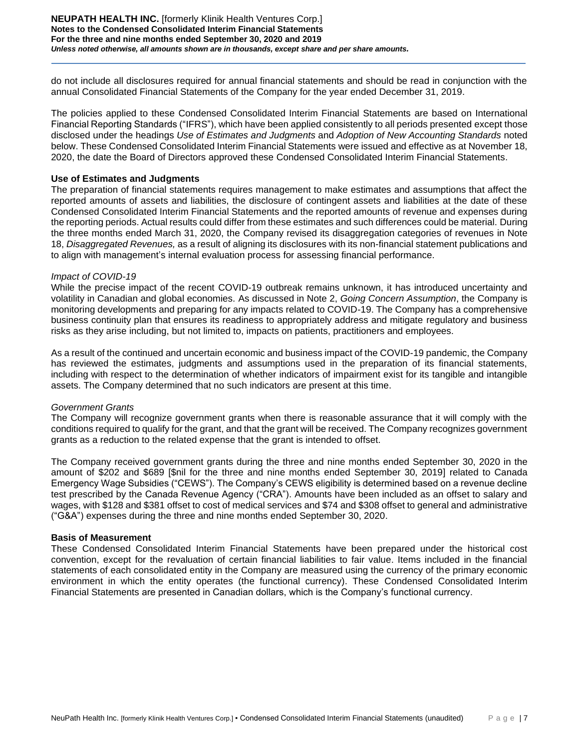do not include all disclosures required for annual financial statements and should be read in conjunction with the annual Consolidated Financial Statements of the Company for the year ended December 31, 2019.

The policies applied to these Condensed Consolidated Interim Financial Statements are based on International Financial Reporting Standards ("IFRS"), which have been applied consistently to all periods presented except those disclosed under the headings *Use of Estimates and Judgments* and *Adoption of New Accounting Standards* noted below. These Condensed Consolidated Interim Financial Statements were issued and effective as at November 18, 2020, the date the Board of Directors approved these Condensed Consolidated Interim Financial Statements.

**Use of Estimates and Judgments**

The preparation of financial statements requires management to make estimates and assumptions that affect the reported amounts of assets and liabilities, the disclosure of contingent assets and liabilities at the date of these Condensed Consolidated Interim Financial Statements and the reported amounts of revenue and expenses during the reporting periods. Actual results could differ from these estimates and such differences could be material. During the three months ended March 31, 2020, the Company revised its disaggregation categories of revenues in Note 18, *Disaggregated Revenues,* as a result of aligning its disclosures with its non-financial statement publications and to align with management's internal evaluation process for assessing financial performance.

*Impact of COVID-19*

While the precise impact of the recent COVID-19 outbreak remains unknown, it has introduced uncertainty and volatility in Canadian and global economies. As discussed in Note 2, *Going Concern Assumption*, the Company is monitoring developments and preparing for any impacts related to COVID-19. The Company has a comprehensive business continuity plan that ensures its readiness to appropriately address and mitigate regulatory and business risks as they arise including, but not limited to, impacts on patients, practitioners and employees.

As a result of the continued and uncertain economic and business impact of the COVID-19 pandemic, the Company has reviewed the estimates, judgments and assumptions used in the preparation of its financial statements, including with respect to the determination of whether indicators of impairment exist for its tangible and intangible assets. The Company determined that no such indicators are present at this time.

*Government Grants*

The Company will recognize government grants when there is reasonable assurance that it will comply with the conditions required to qualify for the grant, and that the grant will be received. The Company recognizes government grants as a reduction to the related expense that the grant is intended to offset.

The Company received government grants during the three and nine months ended September 30, 2020 in the amount of $202 and $689 [$nil for the three and nine months ended September 30, 2019] related to Canada Emergency Wage Subsidies ("CEWS"). The Company's CEWS eligibility is determined based on a revenue decline test prescribed by the Canada Revenue Agency ("CRA"). Amounts have been included as an offset to salary and wages, with $128 and $381 offset to cost of medical services and $74 and $308 offset to general and administrative ("G&A") expenses during the three and nine months ended September 30, 2020.

**Basis of Measurement**

These Condensed Consolidated Interim Financial Statements have been prepared under the historical cost convention, except for the revaluation of certain financial liabilities to fair value. Items included in the financial statements of each consolidated entity in the Company are measured using the currency of the primary economic environment in which the entity operates (the functional currency). These Condensed Consolidated Interim Financial Statements are presented in Canadian dollars, which is the Company's functional currency.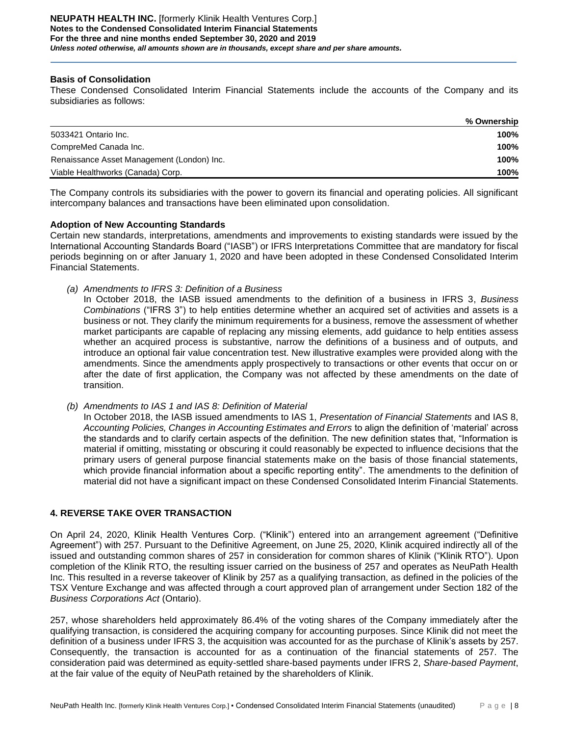### Basis of Consolidation

These Condensed Consolidated Interim Financial Statements include the accounts of the Company and its subsidiaries as follows:

| | % Ownership |
|---|---|
| 5033421 Ontario Inc. | **100%** |
| CompreMed Canada Inc. | **100%** |
| Renaissance Asset Management (London) Inc. | **100%** |
| Viable Healthworks (Canada) Corp. | **100%** |

The Company controls its subsidiaries with the power to govern its financial and operating policies. All significant intercompany balances and transactions have been eliminated upon consolidation.

### Adoption of New Accounting Standards

Certain new standards, interpretations, amendments and improvements to existing standards were issued by the International Accounting Standards Board ("IASB") or IFRS Interpretations Committee that are mandatory for fiscal periods beginning on or after January 1, 2020 and have been adopted in these Condensed Consolidated Interim Financial Statements.

*(a) Amendments to IFRS 3: Definition of a Business*

In October 2018, the IASB issued amendments to the definition of a business in IFRS 3, *Business Combinations* ("IFRS 3") to help entities determine whether an acquired set of activities and assets is a business or not. They clarify the minimum requirements for a business, remove the assessment of whether market participants are capable of replacing any missing elements, add guidance to help entities assess whether an acquired process is substantive, narrow the definitions of a business and of outputs, and introduce an optional fair value concentration test. New illustrative examples were provided along with the amendments. Since the amendments apply prospectively to transactions or other events that occur on or after the date of first application, the Company was not affected by these amendments on the date of transition.

*(b) Amendments to IAS 1 and IAS 8: Definition of Material*

In October 2018, the IASB issued amendments to IAS 1, *Presentation of Financial Statements* and IAS 8, *Accounting Policies, Changes in Accounting Estimates and Errors* to align the definition of 'material' across the standards and to clarify certain aspects of the definition. The new definition states that, "Information is material if omitting, misstating or obscuring it could reasonably be expected to influence decisions that the primary users of general purpose financial statements make on the basis of those financial statements, which provide financial information about a specific reporting entity". The amendments to the definition of material did not have a significant impact on these Condensed Consolidated Interim Financial Statements.

## 4. REVERSE TAKE OVER TRANSACTION

On April 24, 2020, Klinik Health Ventures Corp. ("Klinik") entered into an arrangement agreement ("Definitive Agreement") with 257. Pursuant to the Definitive Agreement, on June 25, 2020, Klinik acquired indirectly all of the issued and outstanding common shares of 257 in consideration for common shares of Klinik ("Klinik RTO"). Upon completion of the Klinik RTO, the resulting issuer carried on the business of 257 and operates as NeuPath Health Inc. This resulted in a reverse takeover of Klinik by 257 as a qualifying transaction, as defined in the policies of the TSX Venture Exchange and was affected through a court approved plan of arrangement under Section 182 of the *Business Corporations Act* (Ontario).

257, whose shareholders held approximately 86.4% of the voting shares of the Company immediately after the qualifying transaction, is considered the acquiring company for accounting purposes. Since Klinik did not meet the definition of a business under IFRS 3, the acquisition was accounted for as the purchase of Klinik's assets by 257. Consequently, the transaction is accounted for as a continuation of the financial statements of 257. The consideration paid was determined as equity-settled share-based payments under IFRS 2, *Share-based Payment*, at the fair value of the equity of NeuPath retained by the shareholders of Klinik.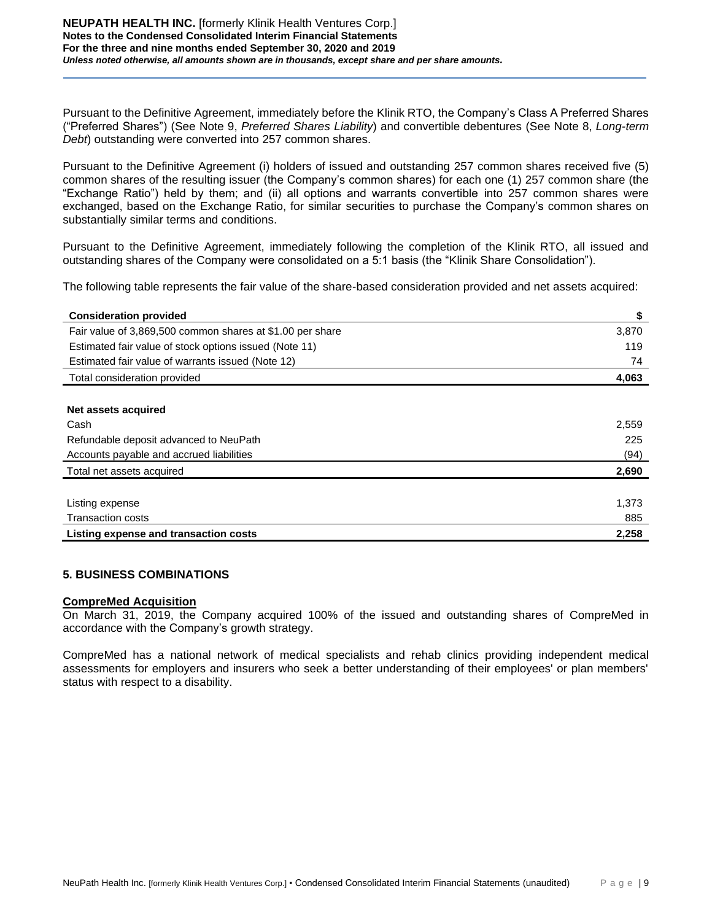Pursuant to the Definitive Agreement, immediately before the Klinik RTO, the Company's Class A Preferred Shares ("Preferred Shares") (See Note 9, *Preferred Shares Liability*) and convertible debentures (See Note 8, *Long-term Debt*) outstanding were converted into 257 common shares.

Pursuant to the Definitive Agreement (i) holders of issued and outstanding 257 common shares received five (5) common shares of the resulting issuer (the Company's common shares) for each one (1) 257 common share (the "Exchange Ratio") held by them; and (ii) all options and warrants convertible into 257 common shares were exchanged, based on the Exchange Ratio, for similar securities to purchase the Company's common shares on substantially similar terms and conditions.

Pursuant to the Definitive Agreement, immediately following the completion of the Klinik RTO, all issued and outstanding shares of the Company were consolidated on a 5:1 basis (the "Klinik Share Consolidation").

The following table represents the fair value of the share-based consideration provided and net assets acquired:

| **Consideration provided** | **$** |
|---|---|
| Fair value of 3,869,500 common shares at $1.00 per share | 3,870 |
| Estimated fair value of stock options issued (Note 11) | 119 |
| Estimated fair value of warrants issued (Note 12) | 74 |
| Total consideration provided | **4,063** |
| | |
| **Net assets acquired** | |
| Cash | 2,559 |
| Refundable deposit advanced to NeuPath | 225 |
| Accounts payable and accrued liabilities | (94) |
| Total net assets acquired | **2,690** |
| | |
| Listing expense | 1,373 |
| Transaction costs | 885 |
| **Listing expense and transaction costs** | **2,258** |

## 5. BUSINESS COMBINATIONS

### CompreMed Acquisition

On March 31, 2019, the Company acquired 100% of the issued and outstanding shares of CompreMed in accordance with the Company's growth strategy.

CompreMed has a national network of medical specialists and rehab clinics providing independent medical assessments for employers and insurers who seek a better understanding of their employees' or plan members' status with respect to a disability.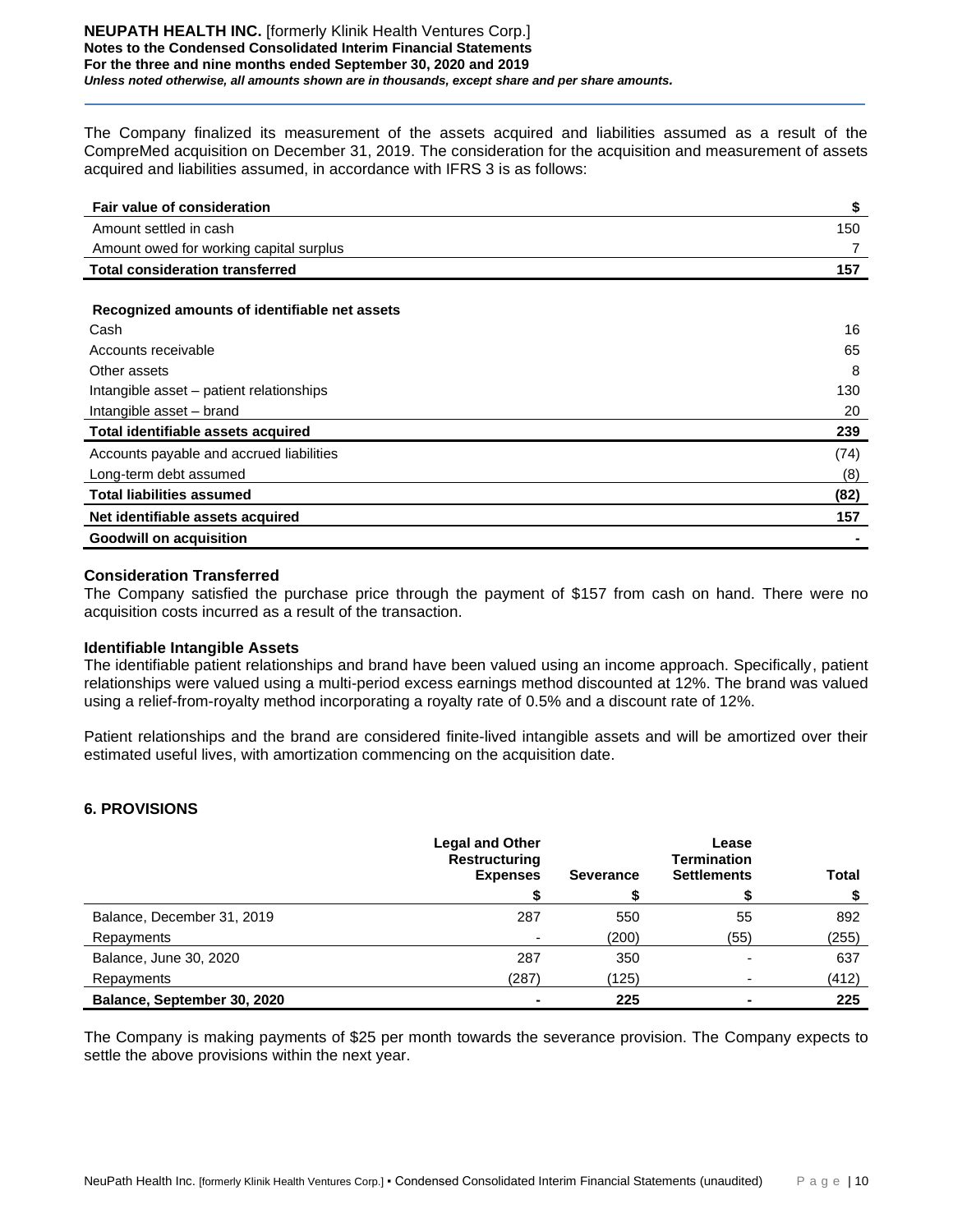The Company finalized its measurement of the assets acquired and liabilities assumed as a result of the CompreMed acquisition on December 31, 2019. The consideration for the acquisition and measurement of assets acquired and liabilities assumed, in accordance with IFRS 3 is as follows:

| **Fair value of consideration** | **$** |
|---|---|
| Amount settled in cash | 150 |
| Amount owed for working capital surplus | 7 |
| **Total consideration transferred** | **157** |
| | |
| **Recognized amounts of identifiable net assets** | |
| Cash | 16 |
| Accounts receivable | 65 |
| Other assets | 8 |
| Intangible asset – patient relationships | 130 |
| Intangible asset – brand | 20 |
| **Total identifiable assets acquired** | **239** |
| Accounts payable and accrued liabilities | (74) |
| Long-term debt assumed | (8) |
| **Total liabilities assumed** | **(82)** |
| **Net identifiable assets acquired** | **157** |
| **Goodwill on acquisition** | **-** |

**Consideration Transferred**
The Company satisfied the purchase price through the payment of $157 from cash on hand. There were no acquisition costs incurred as a result of the transaction.

**Identifiable Intangible Assets**
The identifiable patient relationships and brand have been valued using an income approach. Specifically, patient relationships were valued using a multi-period excess earnings method discounted at 12%. The brand was valued using a relief-from-royalty method incorporating a royalty rate of 0.5% and a discount rate of 12%.

Patient relationships and the brand are considered finite-lived intangible assets and will be amortized over their estimated useful lives, with amortization commencing on the acquisition date.

## 6. PROVISIONS

| | **Legal and Other Restructuring Expenses** | **Severance** | **Lease Termination Settlements** | **Total** |
|---|---|---|---|---|
| | **$** | **$** | **$** | **$** |
| Balance, December 31, 2019 | 287 | 550 | 55 | 892 |
| Repayments | - | (200) | (55) | (255) |
| Balance, June 30, 2020 | 287 | 350 | - | 637 |
| Repayments | (287) | (125) | - | (412) |
| **Balance, September 30, 2020** | **-** | **225** | **-** | **225** |

The Company is making payments of $25 per month towards the severance provision. The Company expects to settle the above provisions within the next year.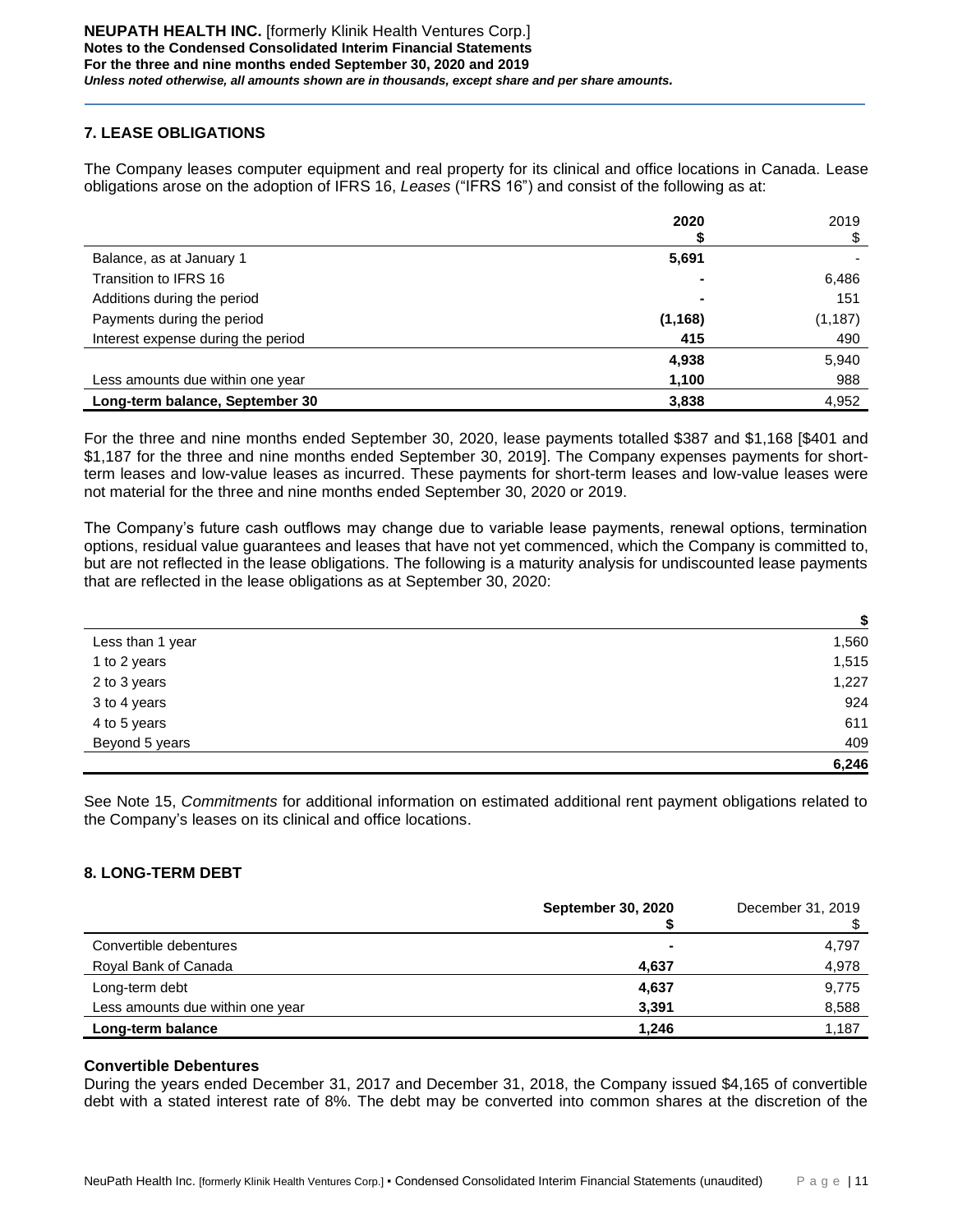## 7. LEASE OBLIGATIONS

The Company leases computer equipment and real property for its clinical and office locations in Canada. Lease obligations arose on the adoption of IFRS 16, *Leases* ("IFRS 16") and consist of the following as at:

| | **2020** **$** | 2019 $ |
|---|---|---|
| Balance, as at January 1 | **5,691** | - |
| Transition to IFRS 16 | **-** | 6,486 |
| Additions during the period | **-** | 151 |
| Payments during the period | **(1,168)** | (1,187) |
| Interest expense during the period | **415** | 490 |
| | **4,938** | 5,940 |
| Less amounts due within one year | **1,100** | 988 |
| **Long-term balance, September 30** | **3,838** | 4,952 |

For the three and nine months ended September 30, 2020, lease payments totalled $387 and $1,168 [$401 and $1,187 for the three and nine months ended September 30, 2019]. The Company expenses payments for short-term leases and low-value leases as incurred. These payments for short-term leases and low-value leases were not material for the three and nine months ended September 30, 2020 or 2019.

The Company's future cash outflows may change due to variable lease payments, renewal options, termination options, residual value guarantees and leases that have not yet commenced, which the Company is committed to, but are not reflected in the lease obligations. The following is a maturity analysis for undiscounted lease payments that are reflected in the lease obligations as at September 30, 2020:

| | **$** |
|---|---|
| Less than 1 year | 1,560 |
| 1 to 2 years | 1,515 |
| 2 to 3 years | 1,227 |
| 3 to 4 years | 924 |
| 4 to 5 years | 611 |
| Beyond 5 years | 409 |
| | **6,246** |

See Note 15, *Commitments* for additional information on estimated additional rent payment obligations related to the Company's leases on its clinical and office locations.

## 8. LONG-TERM DEBT

| | **September 30, 2020** **$** | December 31, 2019 $ |
|---|---|---|
| Convertible debentures | **-** | 4,797 |
| Royal Bank of Canada | **4,637** | 4,978 |
| Long-term debt | **4,637** | 9,775 |
| Less amounts due within one year | **3,391** | 8,588 |
| **Long-term balance** | **1,246** | 1,187 |

### Convertible Debentures

During the years ended December 31, 2017 and December 31, 2018, the Company issued $4,165 of convertible debt with a stated interest rate of 8%. The debt may be converted into common shares at the discretion of the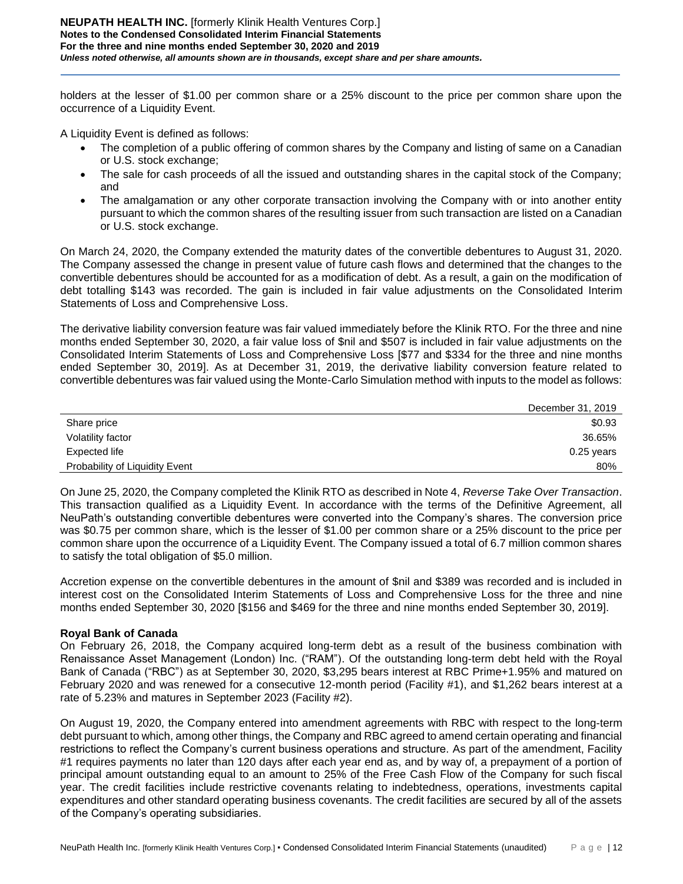holders at the lesser of $1.00 per common share or a 25% discount to the price per common share upon the occurrence of a Liquidity Event.

A Liquidity Event is defined as follows:

- The completion of a public offering of common shares by the Company and listing of same on a Canadian or U.S. stock exchange;
- The sale for cash proceeds of all the issued and outstanding shares in the capital stock of the Company; and
- The amalgamation or any other corporate transaction involving the Company with or into another entity pursuant to which the common shares of the resulting issuer from such transaction are listed on a Canadian or U.S. stock exchange.

On March 24, 2020, the Company extended the maturity dates of the convertible debentures to August 31, 2020. The Company assessed the change in present value of future cash flows and determined that the changes to the convertible debentures should be accounted for as a modification of debt. As a result, a gain on the modification of debt totalling $143 was recorded. The gain is included in fair value adjustments on the Consolidated Interim Statements of Loss and Comprehensive Loss.

The derivative liability conversion feature was fair valued immediately before the Klinik RTO. For the three and nine months ended September 30, 2020, a fair value loss of $nil and $507 is included in fair value adjustments on the Consolidated Interim Statements of Loss and Comprehensive Loss [$77 and $334 for the three and nine months ended September 30, 2019]. As at December 31, 2019, the derivative liability conversion feature related to convertible debentures was fair valued using the Monte-Carlo Simulation method with inputs to the model as follows:

| | December 31, 2019 |
|---|---:|
| Share price | $0.93 |
| Volatility factor | 36.65% |
| Expected life | 0.25 years |
| Probability of Liquidity Event | 80% |

On June 25, 2020, the Company completed the Klinik RTO as described in Note 4, *Reverse Take Over Transaction*. This transaction qualified as a Liquidity Event. In accordance with the terms of the Definitive Agreement, all NeuPath's outstanding convertible debentures were converted into the Company's shares. The conversion price was $0.75 per common share, which is the lesser of $1.00 per common share or a 25% discount to the price per common share upon the occurrence of a Liquidity Event. The Company issued a total of 6.7 million common shares to satisfy the total obligation of $5.0 million.

Accretion expense on the convertible debentures in the amount of $nil and $389 was recorded and is included in interest cost on the Consolidated Interim Statements of Loss and Comprehensive Loss for the three and nine months ended September 30, 2020 [$156 and $469 for the three and nine months ended September 30, 2019].

**Royal Bank of Canada**

On February 26, 2018, the Company acquired long-term debt as a result of the business combination with Renaissance Asset Management (London) Inc. ("RAM"). Of the outstanding long-term debt held with the Royal Bank of Canada ("RBC") as at September 30, 2020, $3,295 bears interest at RBC Prime+1.95% and matured on February 2020 and was renewed for a consecutive 12-month period (Facility #1), and $1,262 bears interest at a rate of 5.23% and matures in September 2023 (Facility #2).

On August 19, 2020, the Company entered into amendment agreements with RBC with respect to the long-term debt pursuant to which, among other things, the Company and RBC agreed to amend certain operating and financial restrictions to reflect the Company's current business operations and structure. As part of the amendment, Facility #1 requires payments no later than 120 days after each year end as, and by way of, a prepayment of a portion of principal amount outstanding equal to an amount to 25% of the Free Cash Flow of the Company for such fiscal year. The credit facilities include restrictive covenants relating to indebtedness, operations, investments capital expenditures and other standard operating business covenants. The credit facilities are secured by all of the assets of the Company's operating subsidiaries.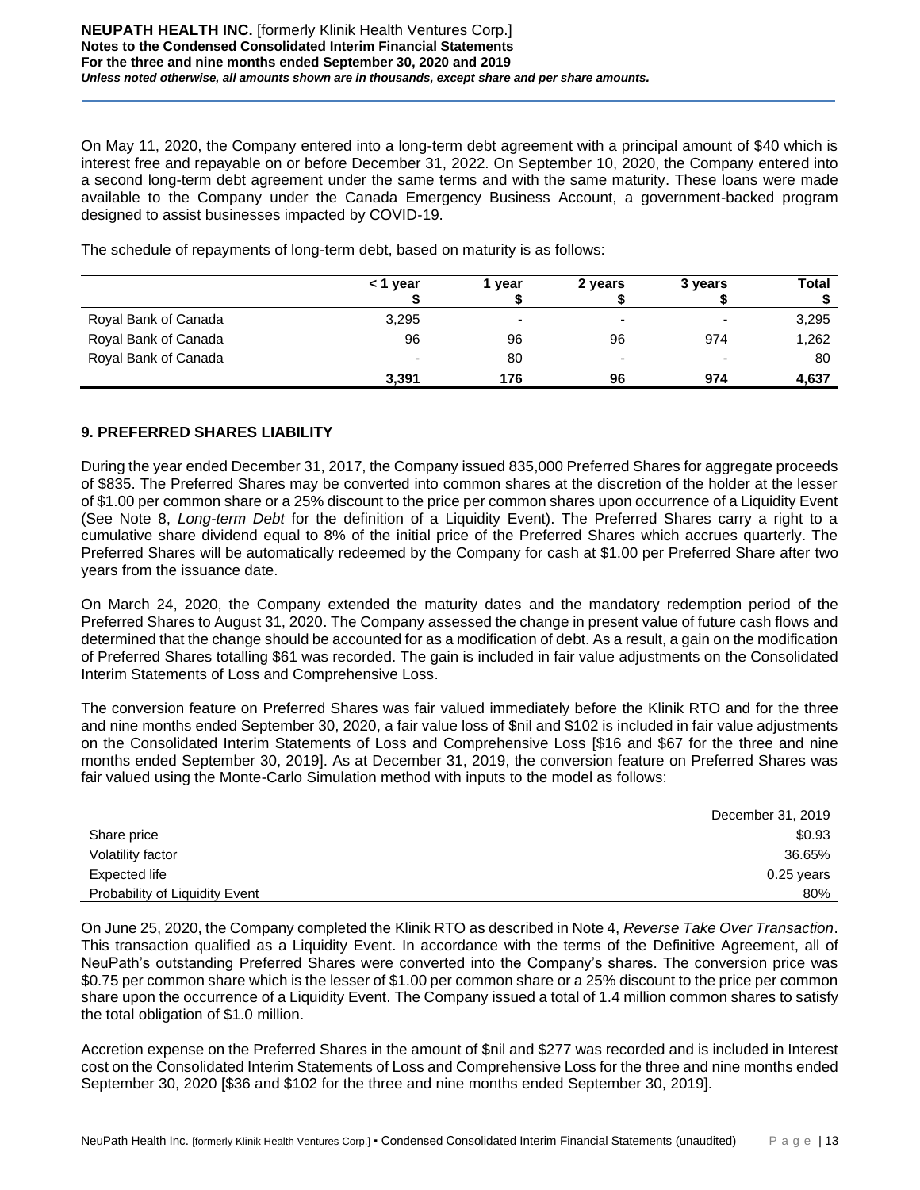On May 11, 2020, the Company entered into a long-term debt agreement with a principal amount of $40 which is interest free and repayable on or before December 31, 2022. On September 10, 2020, the Company entered into a second long-term debt agreement under the same terms and with the same maturity. These loans were made available to the Company under the Canada Emergency Business Account, a government-backed program designed to assist businesses impacted by COVID-19.

The schedule of repayments of long-term debt, based on maturity is as follows:

| | < 1 year<br>$ | 1 year<br>$ | 2 years<br>$ | 3 years<br>$ | Total<br>$ |
|---|---|---|---|---|---|
| Royal Bank of Canada | 3,295 | - | - | - | 3,295 |
| Royal Bank of Canada | 96 | 96 | 96 | 974 | 1,262 |
| Royal Bank of Canada | - | 80 | - | - | 80 |
| | **3,391** | **176** | **96** | **974** | **4,637** |

## 9. PREFERRED SHARES LIABILITY

During the year ended December 31, 2017, the Company issued 835,000 Preferred Shares for aggregate proceeds of $835. The Preferred Shares may be converted into common shares at the discretion of the holder at the lesser of $1.00 per common share or a 25% discount to the price per common shares upon occurrence of a Liquidity Event (See Note 8, *Long-term Debt* for the definition of a Liquidity Event). The Preferred Shares carry a right to a cumulative share dividend equal to 8% of the initial price of the Preferred Shares which accrues quarterly. The Preferred Shares will be automatically redeemed by the Company for cash at $1.00 per Preferred Share after two years from the issuance date.

On March 24, 2020, the Company extended the maturity dates and the mandatory redemption period of the Preferred Shares to August 31, 2020. The Company assessed the change in present value of future cash flows and determined that the change should be accounted for as a modification of debt. As a result, a gain on the modification of Preferred Shares totalling $61 was recorded. The gain is included in fair value adjustments on the Consolidated Interim Statements of Loss and Comprehensive Loss.

The conversion feature on Preferred Shares was fair valued immediately before the Klinik RTO and for the three and nine months ended September 30, 2020, a fair value loss of $nil and $102 is included in fair value adjustments on the Consolidated Interim Statements of Loss and Comprehensive Loss [$16 and $67 for the three and nine months ended September 30, 2019]. As at December 31, 2019, the conversion feature on Preferred Shares was fair valued using the Monte-Carlo Simulation method with inputs to the model as follows:

| | December 31, 2019 |
|---|---|
| Share price | $0.93 |
| Volatility factor | 36.65% |
| Expected life | 0.25 years |
| Probability of Liquidity Event | 80% |

On June 25, 2020, the Company completed the Klinik RTO as described in Note 4, *Reverse Take Over Transaction*. This transaction qualified as a Liquidity Event. In accordance with the terms of the Definitive Agreement, all of NeuPath's outstanding Preferred Shares were converted into the Company's shares. The conversion price was $0.75 per common share which is the lesser of $1.00 per common share or a 25% discount to the price per common share upon the occurrence of a Liquidity Event. The Company issued a total of 1.4 million common shares to satisfy the total obligation of $1.0 million.

Accretion expense on the Preferred Shares in the amount of $nil and $277 was recorded and is included in Interest cost on the Consolidated Interim Statements of Loss and Comprehensive Loss for the three and nine months ended September 30, 2020 [$36 and $102 for the three and nine months ended September 30, 2019].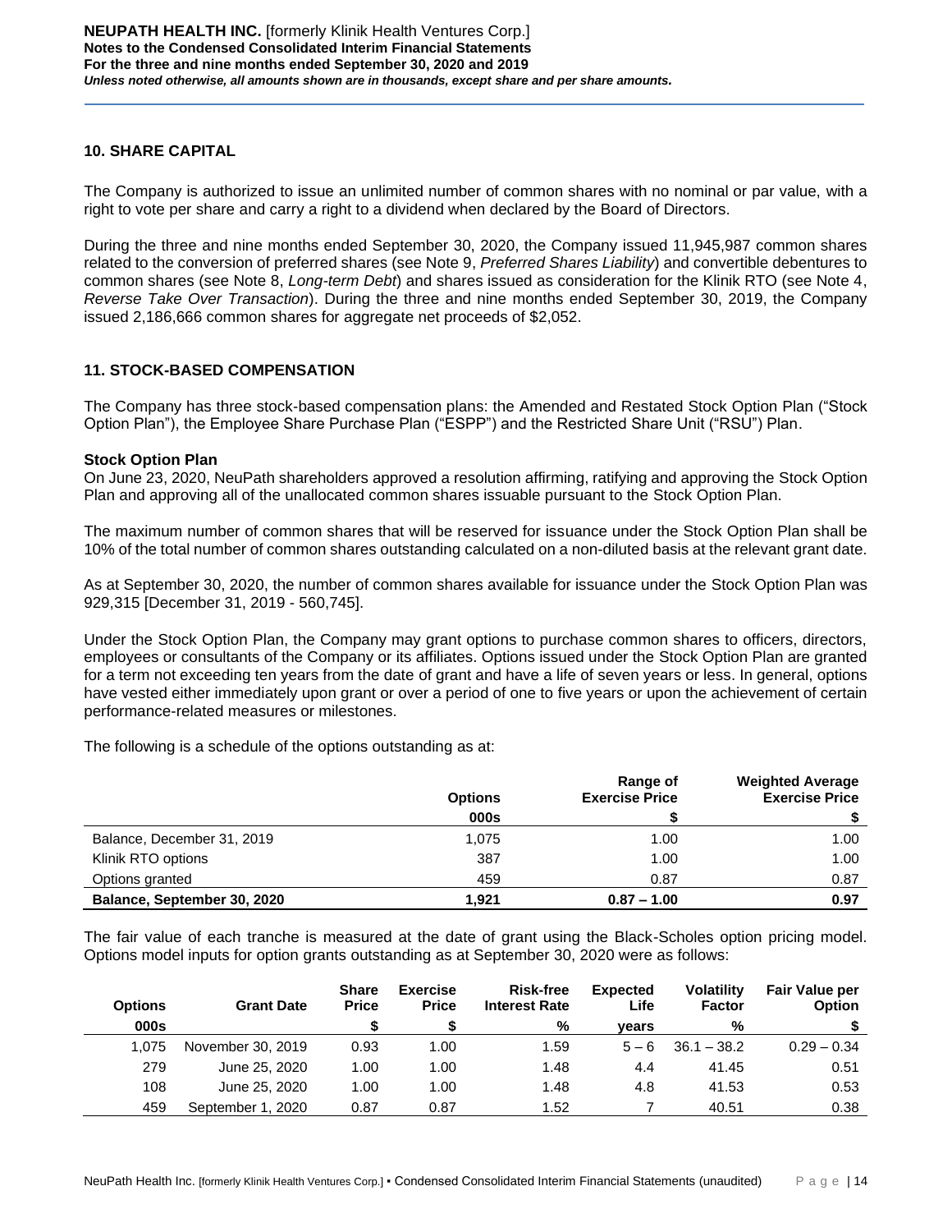## 10. SHARE CAPITAL

The Company is authorized to issue an unlimited number of common shares with no nominal or par value, with a right to vote per share and carry a right to a dividend when declared by the Board of Directors.

During the three and nine months ended September 30, 2020, the Company issued 11,945,987 common shares related to the conversion of preferred shares (see Note 9, *Preferred Shares Liability*) and convertible debentures to common shares (see Note 8, *Long-term Debt*) and shares issued as consideration for the Klinik RTO (see Note 4, *Reverse Take Over Transaction*). During the three and nine months ended September 30, 2019, the Company issued 2,186,666 common shares for aggregate net proceeds of $2,052.

## 11. STOCK-BASED COMPENSATION

The Company has three stock-based compensation plans: the Amended and Restated Stock Option Plan ("Stock Option Plan"), the Employee Share Purchase Plan ("ESPP") and the Restricted Share Unit ("RSU") Plan.

**Stock Option Plan**

On June 23, 2020, NeuPath shareholders approved a resolution affirming, ratifying and approving the Stock Option Plan and approving all of the unallocated common shares issuable pursuant to the Stock Option Plan.

The maximum number of common shares that will be reserved for issuance under the Stock Option Plan shall be 10% of the total number of common shares outstanding calculated on a non-diluted basis at the relevant grant date.

As at September 30, 2020, the number of common shares available for issuance under the Stock Option Plan was 929,315 [December 31, 2019 - 560,745].

Under the Stock Option Plan, the Company may grant options to purchase common shares to officers, directors, employees or consultants of the Company or its affiliates. Options issued under the Stock Option Plan are granted for a term not exceeding ten years from the date of grant and have a life of seven years or less. In general, options have vested either immediately upon grant or over a period of one to five years or upon the achievement of certain performance-related measures or milestones.

The following is a schedule of the options outstanding as at:

| | Options | Range of Exercise Price | Weighted Average Exercise Price |
|---|---|---|---|
| | 000s | $ | $ |
| Balance, December 31, 2019 | 1,075 | 1.00 | 1.00 |
| Klinik RTO options | 387 | 1.00 | 1.00 |
| Options granted | 459 | 0.87 | 0.87 |
| **Balance, September 30, 2020** | **1,921** | **0.87 – 1.00** | **0.97** |

The fair value of each tranche is measured at the date of grant using the Black-Scholes option pricing model. Options model inputs for option grants outstanding as at September 30, 2020 were as follows:

| Options | Grant Date | Share Price | Exercise Price | Risk-free Interest Rate | Expected Life | Volatility Factor | Fair Value per Option |
|---|---|---|---|---|---|---|---|
| 000s | | $ | $ | % | years | % | $ |
| 1,075 | November 30, 2019 | 0.93 | 1.00 | 1.59 | 5 – 6 | 36.1 – 38.2 | 0.29 – 0.34 |
| 279 | June 25, 2020 | 1.00 | 1.00 | 1.48 | 4.4 | 41.45 | 0.51 |
| 108 | June 25, 2020 | 1.00 | 1.00 | 1.48 | 4.8 | 41.53 | 0.53 |
| 459 | September 1, 2020 | 0.87 | 0.87 | 1.52 | 7 | 40.51 | 0.38 |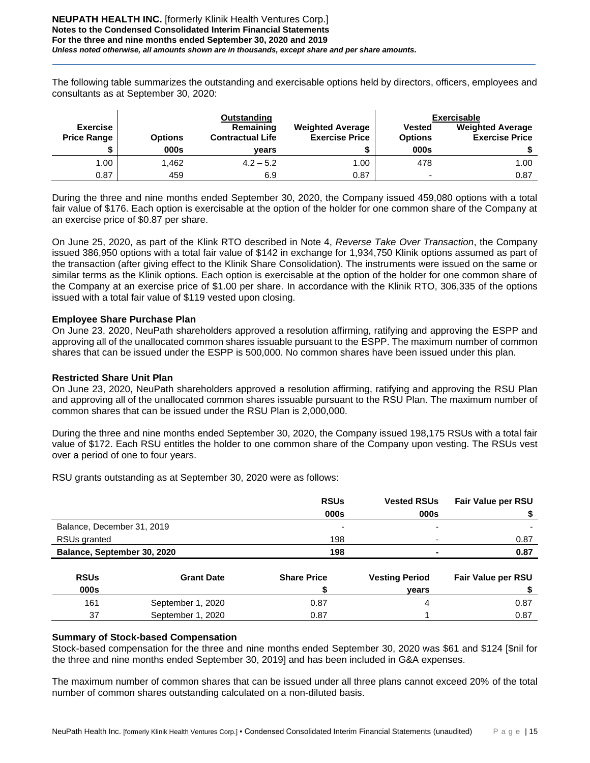The following table summarizes the outstanding and exercisable options held by directors, officers, employees and consultants as at September 30, 2020:

| | Outstanding | | | Exercisable | |
|---|---|---|---|---|---|
| **Exercise Price Range** | **Options** | **Remaining Contractual Life** | **Weighted Average Exercise Price** | **Vested Options** | **Weighted Average Exercise Price** |
| **$** | **000s** | **years** | **$** | **000s** | **$** |
| 1.00 | 1,462 | 4.2 – 5.2 | 1.00 | 478 | 1.00 |
| 0.87 | 459 | 6.9 | 0.87 | - | 0.87 |

During the three and nine months ended September 30, 2020, the Company issued 459,080 options with a total fair value of $176. Each option is exercisable at the option of the holder for one common share of the Company at an exercise price of $0.87 per share.

On June 25, 2020, as part of the Klink RTO described in Note 4, *Reverse Take Over Transaction*, the Company issued 386,950 options with a total fair value of $142 in exchange for 1,934,750 Klinik options assumed as part of the transaction (after giving effect to the Klinik Share Consolidation). The instruments were issued on the same or similar terms as the Klinik options. Each option is exercisable at the option of the holder for one common share of the Company at an exercise price of $1.00 per share. In accordance with the Klinik RTO, 306,335 of the options issued with a total fair value of $119 vested upon closing.

**Employee Share Purchase Plan**

On June 23, 2020, NeuPath shareholders approved a resolution affirming, ratifying and approving the ESPP and approving all of the unallocated common shares issuable pursuant to the ESPP. The maximum number of common shares that can be issued under the ESPP is 500,000. No common shares have been issued under this plan.

**Restricted Share Unit Plan**

On June 23, 2020, NeuPath shareholders approved a resolution affirming, ratifying and approving the RSU Plan and approving all of the unallocated common shares issuable pursuant to the RSU Plan. The maximum number of common shares that can be issued under the RSU Plan is 2,000,000.

During the three and nine months ended September 30, 2020, the Company issued 198,175 RSUs with a total fair value of $172. Each RSU entitles the holder to one common share of the Company upon vesting. The RSUs vest over a period of one to four years.

RSU grants outstanding as at September 30, 2020 were as follows:

| | RSUs | Vested RSUs | Fair Value per RSU |
|---|---|---|---|
| | **000s** | **000s** | **$** |
| Balance, December 31, 2019 | - | - | - |
| RSUs granted | 198 | - | 0.87 |
| **Balance, September 30, 2020** | **198** | **-** | **0.87** |

| RSUs | Grant Date | Share Price | Vesting Period | Fair Value per RSU |
|---|---|---|---|---|
| **000s** | | **$** | **years** | **$** |
| 161 | September 1, 2020 | 0.87 | 4 | 0.87 |
| 37 | September 1, 2020 | 0.87 | 1 | 0.87 |

**Summary of Stock-based Compensation**

Stock-based compensation for the three and nine months ended September 30, 2020 was $61 and $124 [$nil for the three and nine months ended September 30, 2019] and has been included in G&A expenses.

The maximum number of common shares that can be issued under all three plans cannot exceed 20% of the total number of common shares outstanding calculated on a non-diluted basis.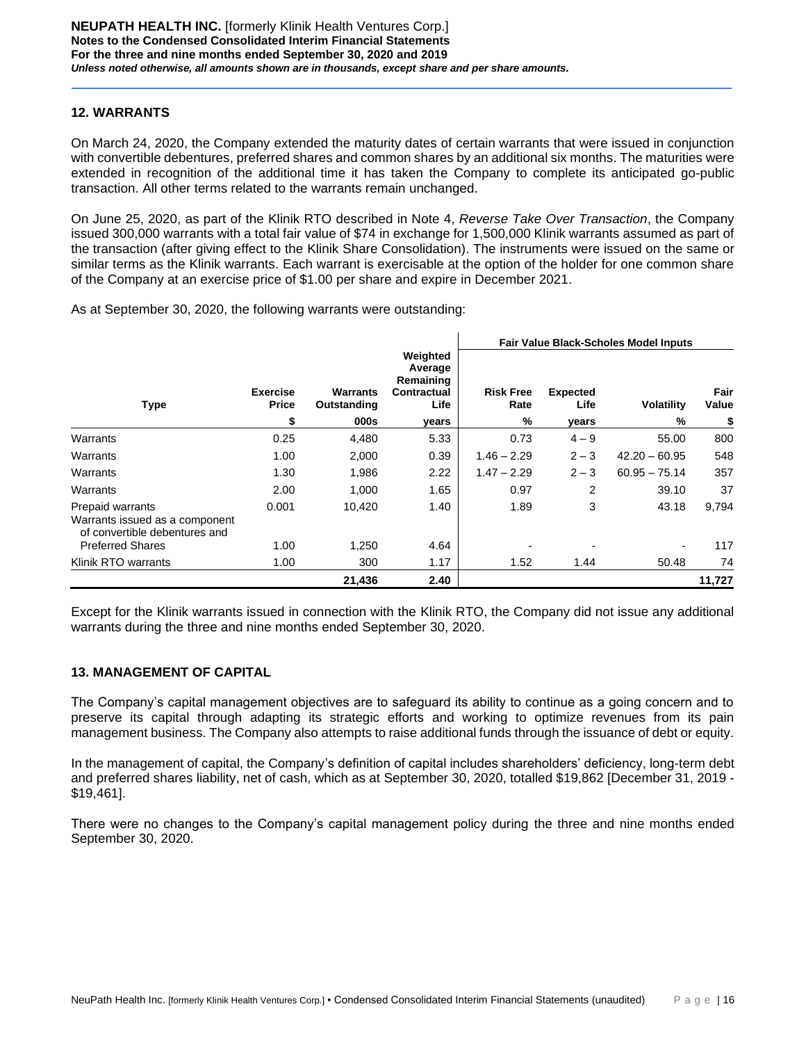## 12. WARRANTS

On March 24, 2020, the Company extended the maturity dates of certain warrants that were issued in conjunction with convertible debentures, preferred shares and common shares by an additional six months. The maturities were extended in recognition of the additional time it has taken the Company to complete its anticipated go-public transaction. All other terms related to the warrants remain unchanged.

On June 25, 2020, as part of the Klinik RTO described in Note 4, *Reverse Take Over Transaction*, the Company issued 300,000 warrants with a total fair value of $74 in exchange for 1,500,000 Klinik warrants assumed as part of the transaction (after giving effect to the Klinik Share Consolidation). The instruments were issued on the same or similar terms as the Klinik warrants. Each warrant is exercisable at the option of the holder for one common share of the Company at an exercise price of $1.00 per share and expire in December 2021.

As at September 30, 2020, the following warrants were outstanding:

| | | | | Fair Value Black-Scholes Model Inputs | | | |
|---|---|---|---|---|---|---|---|
| Type | Exercise Price | Warrants Outstanding | Weighted Average Remaining Contractual Life | Risk Free Rate | Expected Life | Volatility | Fair Value |
| | $ | 000s | years | % | years | % | $ |
| Warrants | 0.25 | 4,480 | 5.33 | 0.73 | 4 – 9 | 55.00 | 800 |
| Warrants | 1.00 | 2,000 | 0.39 | 1.46 – 2.29 | 2 – 3 | 42.20 – 60.95 | 548 |
| Warrants | 1.30 | 1,986 | 2.22 | 1.47 – 2.29 | 2 – 3 | 60.95 – 75.14 | 357 |
| Warrants | 2.00 | 1,000 | 1.65 | 0.97 | 2 | 39.10 | 37 |
| Prepaid warrants | 0.001 | 10,420 | 1.40 | 1.89 | 3 | 43.18 | 9,794 |
| Warrants issued as a component of convertible debentures and Preferred Shares | 1.00 | 1,250 | 4.64 | - | - | - | 117 |
| Klinik RTO warrants | 1.00 | 300 | 1.17 | 1.52 | 1.44 | 50.48 | 74 |
| | | **21,436** | **2.40** | | | | **11,727** |

Except for the Klinik warrants issued in connection with the Klinik RTO, the Company did not issue any additional warrants during the three and nine months ended September 30, 2020.

## 13. MANAGEMENT OF CAPITAL

The Company's capital management objectives are to safeguard its ability to continue as a going concern and to preserve its capital through adapting its strategic efforts and working to optimize revenues from its pain management business. The Company also attempts to raise additional funds through the issuance of debt or equity.

In the management of capital, the Company's definition of capital includes shareholders' deficiency, long-term debt and preferred shares liability, net of cash, which as at September 30, 2020, totalled $19,862 [December 31, 2019 - $19,461].

There were no changes to the Company's capital management policy during the three and nine months ended September 30, 2020.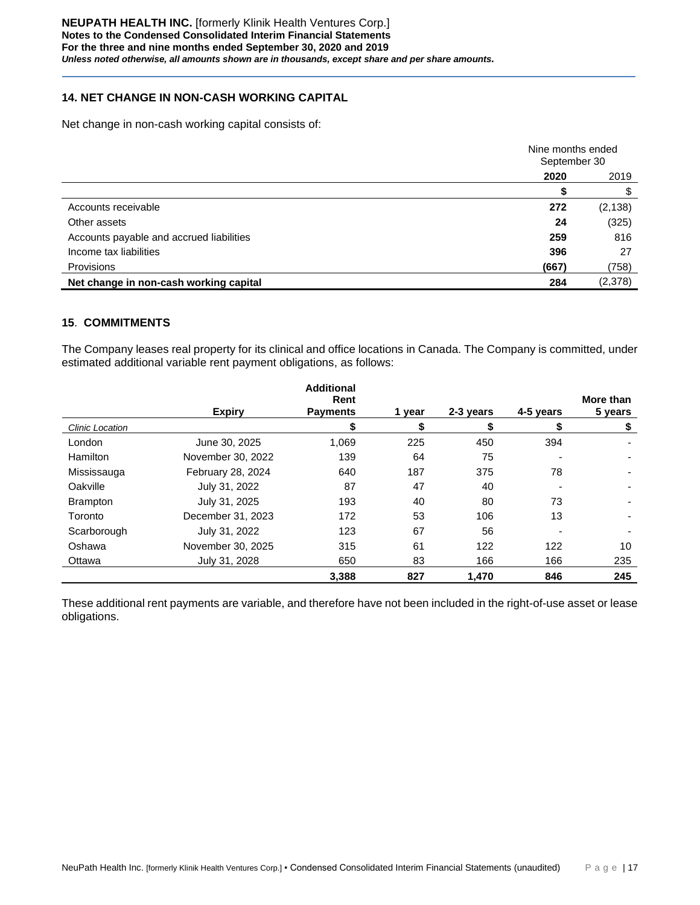## 14. NET CHANGE IN NON-CASH WORKING CAPITAL

Net change in non-cash working capital consists of:

| | Nine months ended September 30 | |
|---|---|---|
| | **2020** | 2019 |
| | **$** | $ |
| Accounts receivable | **272** | (2,138) |
| Other assets | **24** | (325) |
| Accounts payable and accrued liabilities | **259** | 816 |
| Income tax liabilities | **396** | 27 |
| Provisions | **(667)** | (758) |
| **Net change in non-cash working capital** | **284** | (2,378) |

## 15. COMMITMENTS

The Company leases real property for its clinical and office locations in Canada. The Company is committed, under estimated additional variable rent payment obligations, as follows:

| | **Expiry** | **Additional Rent Payments** | **1 year** | **2-3 years** | **4-5 years** | **More than 5 years** |
|---|---|---|---|---|---|---|
| *Clinic Location* | | **$** | **$** | **$** | **$** | **$** |
| London | June 30, 2025 | 1,069 | 225 | 450 | 394 | - |
| Hamilton | November 30, 2022 | 139 | 64 | 75 | - | - |
| Mississauga | February 28, 2024 | 640 | 187 | 375 | 78 | - |
| Oakville | July 31, 2022 | 87 | 47 | 40 | - | - |
| Brampton | July 31, 2025 | 193 | 40 | 80 | 73 | - |
| Toronto | December 31, 2023 | 172 | 53 | 106 | 13 | - |
| Scarborough | July 31, 2022 | 123 | 67 | 56 | - | - |
| Oshawa | November 30, 2025 | 315 | 61 | 122 | 122 | 10 |
| Ottawa | July 31, 2028 | 650 | 83 | 166 | 166 | 235 |
| | | **3,388** | **827** | **1,470** | **846** | **245** |

These additional rent payments are variable, and therefore have not been included in the right-of-use asset or lease obligations.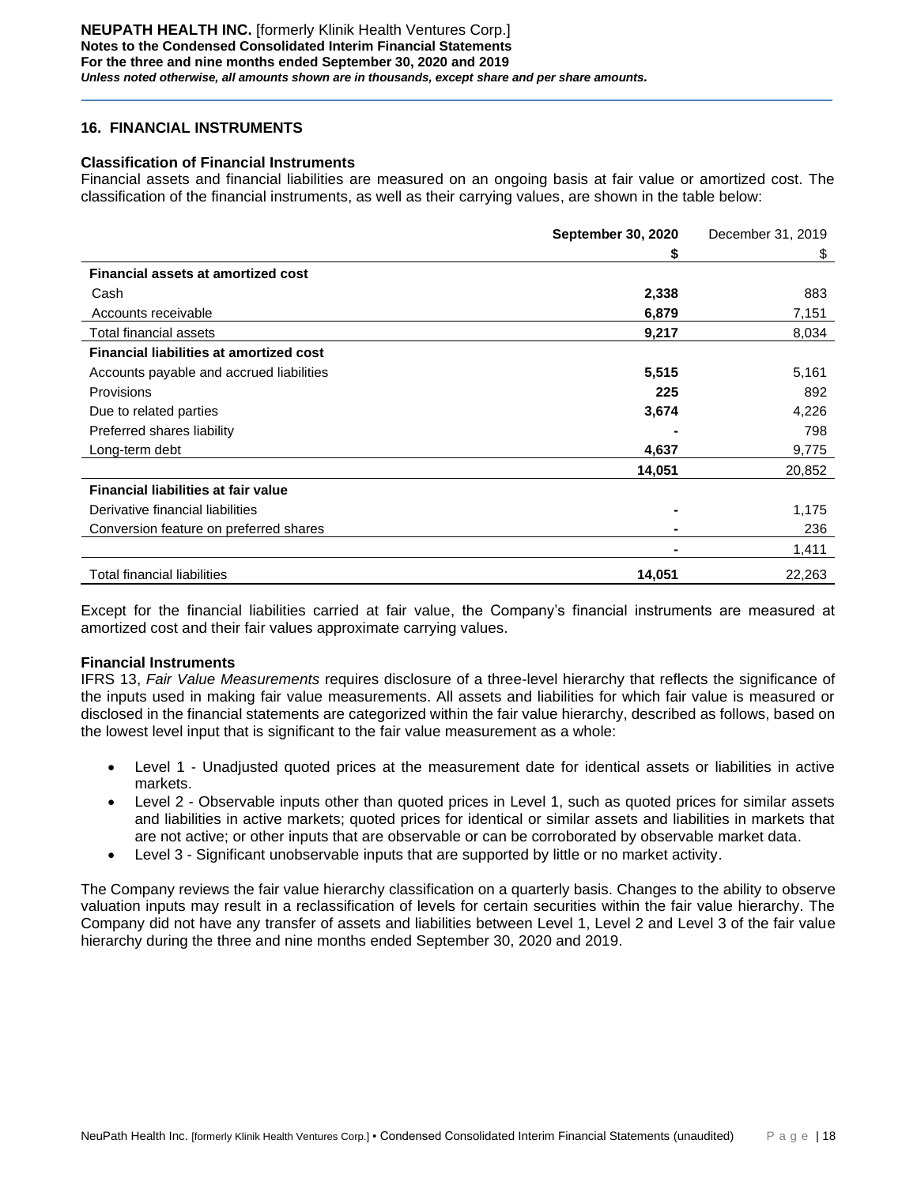## 16. FINANCIAL INSTRUMENTS

### Classification of Financial Instruments

Financial assets and financial liabilities are measured on an ongoing basis at fair value or amortized cost. The classification of the financial instruments, as well as their carrying values, are shown in the table below:

| | **September 30, 2020** | December 31, 2019 |
|---|---|---|
| | **$** | $ |
| **Financial assets at amortized cost** | | |
| Cash | **2,338** | 883 |
| Accounts receivable | **6,879** | 7,151 |
| Total financial assets | **9,217** | 8,034 |
| **Financial liabilities at amortized cost** | | |
| Accounts payable and accrued liabilities | **5,515** | 5,161 |
| Provisions | **225** | 892 |
| Due to related parties | **3,674** | 4,226 |
| Preferred shares liability | **-** | 798 |
| Long-term debt | **4,637** | 9,775 |
| | **14,051** | 20,852 |
| **Financial liabilities at fair value** | | |
| Derivative financial liabilities | **-** | 1,175 |
| Conversion feature on preferred shares | **-** | 236 |
| | **-** | 1,411 |
| Total financial liabilities | **14,051** | 22,263 |

Except for the financial liabilities carried at fair value, the Company's financial instruments are measured at amortized cost and their fair values approximate carrying values.

### Financial Instruments

IFRS 13, *Fair Value Measurements* requires disclosure of a three-level hierarchy that reflects the significance of the inputs used in making fair value measurements. All assets and liabilities for which fair value is measured or disclosed in the financial statements are categorized within the fair value hierarchy, described as follows, based on the lowest level input that is significant to the fair value measurement as a whole:

- Level 1 - Unadjusted quoted prices at the measurement date for identical assets or liabilities in active markets.
- Level 2 - Observable inputs other than quoted prices in Level 1, such as quoted prices for similar assets and liabilities in active markets; quoted prices for identical or similar assets and liabilities in markets that are not active; or other inputs that are observable or can be corroborated by observable market data.
- Level 3 - Significant unobservable inputs that are supported by little or no market activity.

The Company reviews the fair value hierarchy classification on a quarterly basis. Changes to the ability to observe valuation inputs may result in a reclassification of levels for certain securities within the fair value hierarchy. The Company did not have any transfer of assets and liabilities between Level 1, Level 2 and Level 3 of the fair value hierarchy during the three and nine months ended September 30, 2020 and 2019.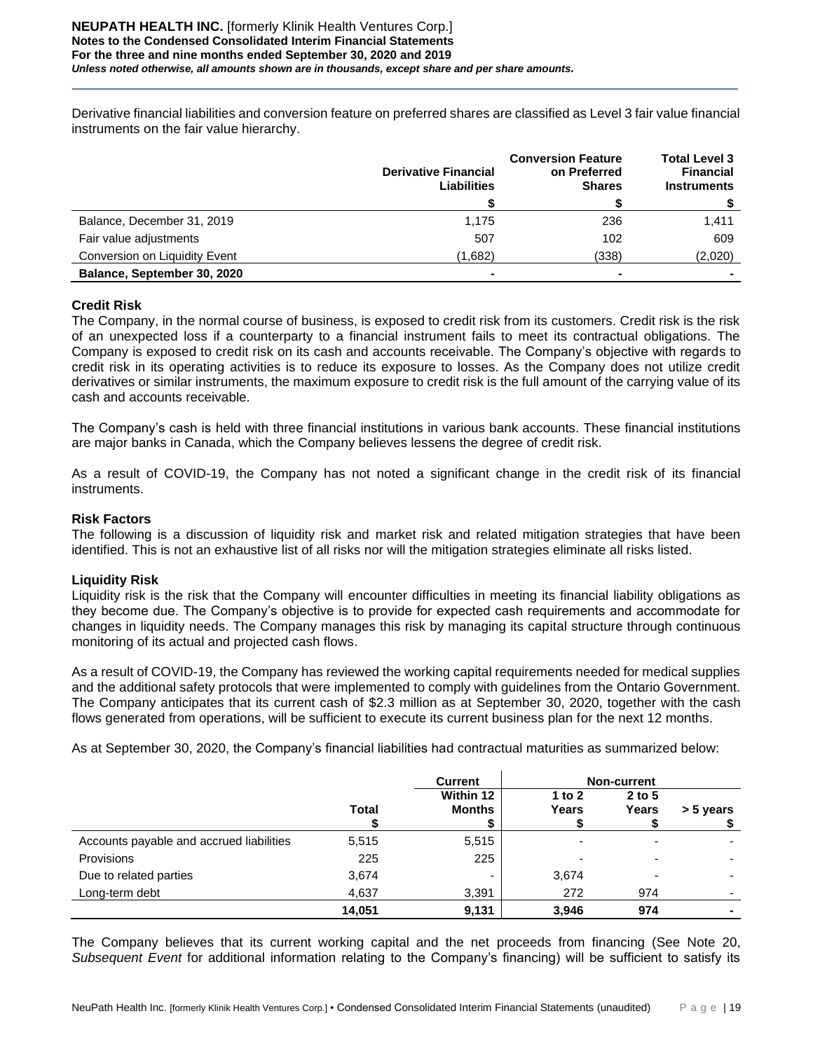Derivative financial liabilities and conversion feature on preferred shares are classified as Level 3 fair value financial instruments on the fair value hierarchy.

| | Derivative Financial Liabilities | Conversion Feature on Preferred Shares | Total Level 3 Financial Instruments |
|---|---|---|---|
| | $ | $ | $ |
| Balance, December 31, 2019 | 1,175 | 236 | 1,411 |
| Fair value adjustments | 507 | 102 | 609 |
| Conversion on Liquidity Event | (1,682) | (338) | (2,020) |
| **Balance, September 30, 2020** | - | - | - |

**Credit Risk**

The Company, in the normal course of business, is exposed to credit risk from its customers. Credit risk is the risk of an unexpected loss if a counterparty to a financial instrument fails to meet its contractual obligations. The Company is exposed to credit risk on its cash and accounts receivable. The Company's objective with regards to credit risk in its operating activities is to reduce its exposure to losses. As the Company does not utilize credit derivatives or similar instruments, the maximum exposure to credit risk is the full amount of the carrying value of its cash and accounts receivable.

The Company's cash is held with three financial institutions in various bank accounts. These financial institutions are major banks in Canada, which the Company believes lessens the degree of credit risk.

As a result of COVID-19, the Company has not noted a significant change in the credit risk of its financial instruments.

**Risk Factors**

The following is a discussion of liquidity risk and market risk and related mitigation strategies that have been identified. This is not an exhaustive list of all risks nor will the mitigation strategies eliminate all risks listed.

**Liquidity Risk**

Liquidity risk is the risk that the Company will encounter difficulties in meeting its financial liability obligations as they become due. The Company's objective is to provide for expected cash requirements and accommodate for changes in liquidity needs. The Company manages this risk by managing its capital structure through continuous monitoring of its actual and projected cash flows.

As a result of COVID-19, the Company has reviewed the working capital requirements needed for medical supplies and the additional safety protocols that were implemented to comply with guidelines from the Ontario Government. The Company anticipates that its current cash of $2.3 million as at September 30, 2020, together with the cash flows generated from operations, will be sufficient to execute its current business plan for the next 12 months.

As at September 30, 2020, the Company's financial liabilities had contractual maturities as summarized below:

| | | Current | Non-current | | |
|---|---|---|---|---|---|
| | Total<br>$ | Within 12 Months<br>$ | 1 to 2 Years<br>$ | 2 to 5 Years<br>$ | > 5 years<br>$ |
| Accounts payable and accrued liabilities | 5,515 | 5,515 | - | - | - |
| Provisions | 225 | 225 | - | - | - |
| Due to related parties | 3,674 | - | 3,674 | - | - |
| Long-term debt | 4,637 | 3,391 | 272 | 974 | - |
| | **14,051** | **9,131** | **3,946** | **974** | **-** |

The Company believes that its current working capital and the net proceeds from financing (See Note 20, *Subsequent Event* for additional information relating to the Company's financing) will be sufficient to satisfy its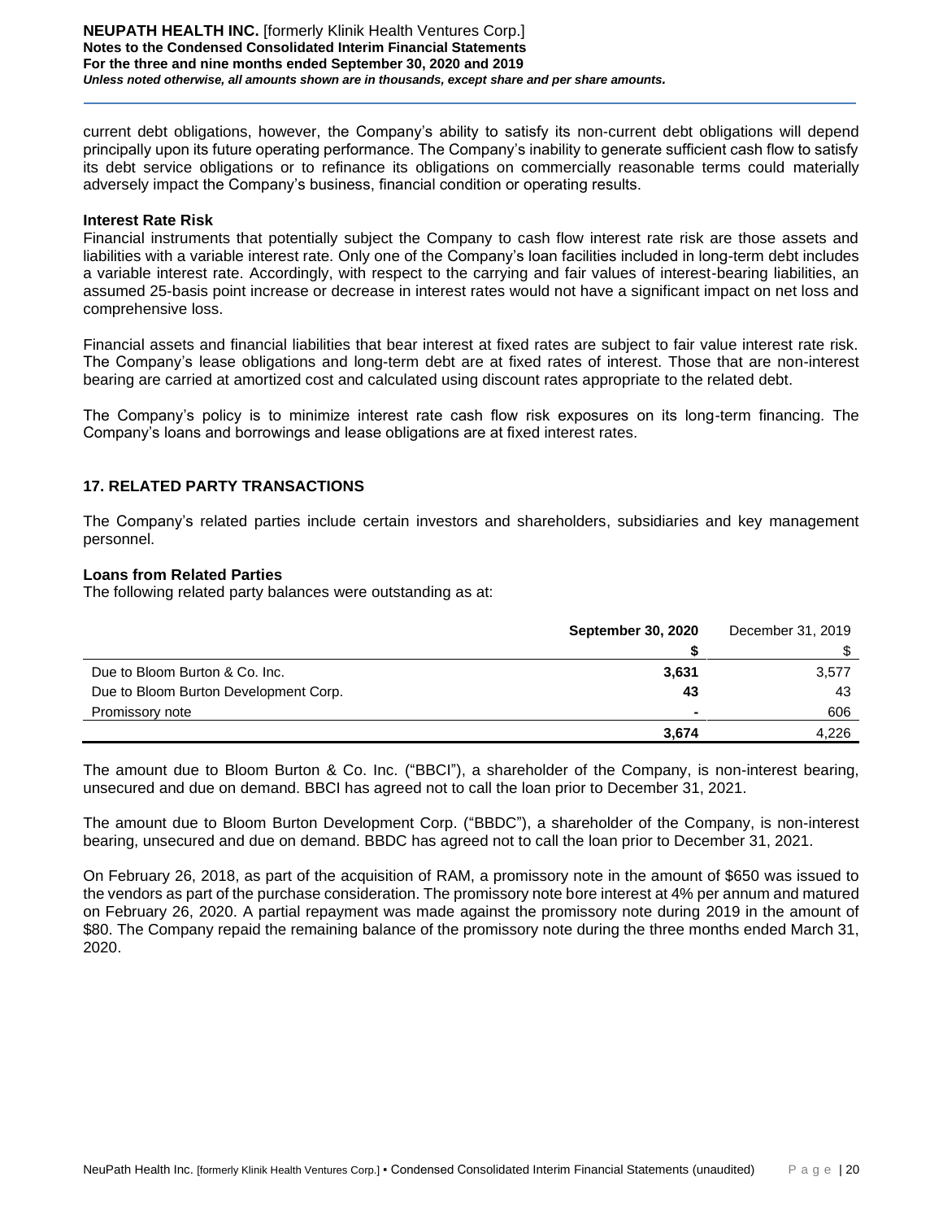current debt obligations, however, the Company's ability to satisfy its non-current debt obligations will depend principally upon its future operating performance. The Company's inability to generate sufficient cash flow to satisfy its debt service obligations or to refinance its obligations on commercially reasonable terms could materially adversely impact the Company's business, financial condition or operating results.

**Interest Rate Risk**

Financial instruments that potentially subject the Company to cash flow interest rate risk are those assets and liabilities with a variable interest rate. Only one of the Company's loan facilities included in long-term debt includes a variable interest rate. Accordingly, with respect to the carrying and fair values of interest-bearing liabilities, an assumed 25-basis point increase or decrease in interest rates would not have a significant impact on net loss and comprehensive loss.

Financial assets and financial liabilities that bear interest at fixed rates are subject to fair value interest rate risk. The Company's lease obligations and long-term debt are at fixed rates of interest. Those that are non-interest bearing are carried at amortized cost and calculated using discount rates appropriate to the related debt.

The Company's policy is to minimize interest rate cash flow risk exposures on its long-term financing. The Company's loans and borrowings and lease obligations are at fixed interest rates.

## 17. RELATED PARTY TRANSACTIONS

The Company's related parties include certain investors and shareholders, subsidiaries and key management personnel.

**Loans from Related Parties**

The following related party balances were outstanding as at:

| | **September 30, 2020** | December 31, 2019 |
|---|---|---|
| | **$** | $ |
| Due to Bloom Burton & Co. Inc. | **3,631** | 3,577 |
| Due to Bloom Burton Development Corp. | **43** | 43 |
| Promissory note | **-** | 606 |
| | **3,674** | 4,226 |

The amount due to Bloom Burton & Co. Inc. ("BBCI"), a shareholder of the Company, is non-interest bearing, unsecured and due on demand. BBCI has agreed not to call the loan prior to December 31, 2021.

The amount due to Bloom Burton Development Corp. ("BBDC"), a shareholder of the Company, is non-interest bearing, unsecured and due on demand. BBDC has agreed not to call the loan prior to December 31, 2021.

On February 26, 2018, as part of the acquisition of RAM, a promissory note in the amount of $650 was issued to the vendors as part of the purchase consideration. The promissory note bore interest at 4% per annum and matured on February 26, 2020. A partial repayment was made against the promissory note during 2019 in the amount of $80. The Company repaid the remaining balance of the promissory note during the three months ended March 31, 2020.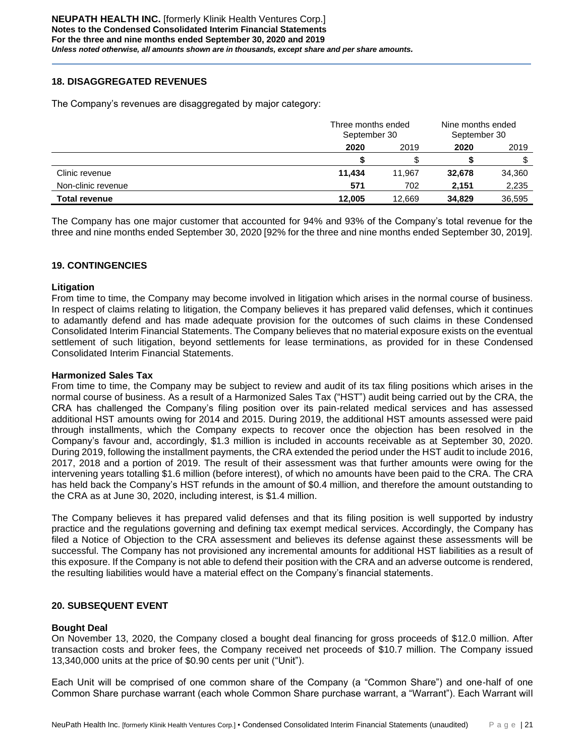## 18. DISAGGREGATED REVENUES

The Company's revenues are disaggregated by major category:

| | Three months ended September 30 | | Nine months ended September 30 | |
|---|---|---|---|---|
| | **2020** | 2019 | **2020** | 2019 |
| | **$** | $ | **$** | $ |
| Clinic revenue | **11,434** | 11,967 | **32,678** | 34,360 |
| Non-clinic revenue | **571** | 702 | **2,151** | 2,235 |
| **Total revenue** | **12,005** | 12,669 | **34,829** | 36,595 |

The Company has one major customer that accounted for 94% and 93% of the Company's total revenue for the three and nine months ended September 30, 2020 [92% for the three and nine months ended September 30, 2019].

## 19. CONTINGENCIES

### Litigation

From time to time, the Company may become involved in litigation which arises in the normal course of business. In respect of claims relating to litigation, the Company believes it has prepared valid defenses, which it continues to adamantly defend and has made adequate provision for the outcomes of such claims in these Condensed Consolidated Interim Financial Statements. The Company believes that no material exposure exists on the eventual settlement of such litigation, beyond settlements for lease terminations, as provided for in these Condensed Consolidated Interim Financial Statements.

### Harmonized Sales Tax

From time to time, the Company may be subject to review and audit of its tax filing positions which arises in the normal course of business. As a result of a Harmonized Sales Tax ("HST") audit being carried out by the CRA, the CRA has challenged the Company's filing position over its pain-related medical services and has assessed additional HST amounts owing for 2014 and 2015. During 2019, the additional HST amounts assessed were paid through installments, which the Company expects to recover once the objection has been resolved in the Company's favour and, accordingly, $1.3 million is included in accounts receivable as at September 30, 2020. During 2019, following the installment payments, the CRA extended the period under the HST audit to include 2016, 2017, 2018 and a portion of 2019. The result of their assessment was that further amounts were owing for the intervening years totalling $1.6 million (before interest), of which no amounts have been paid to the CRA. The CRA has held back the Company's HST refunds in the amount of $0.4 million, and therefore the amount outstanding to the CRA as at June 30, 2020, including interest, is $1.4 million.

The Company believes it has prepared valid defenses and that its filing position is well supported by industry practice and the regulations governing and defining tax exempt medical services. Accordingly, the Company has filed a Notice of Objection to the CRA assessment and believes its defense against these assessments will be successful. The Company has not provisioned any incremental amounts for additional HST liabilities as a result of this exposure. If the Company is not able to defend their position with the CRA and an adverse outcome is rendered, the resulting liabilities would have a material effect on the Company's financial statements.

## 20. SUBSEQUENT EVENT

### Bought Deal

On November 13, 2020, the Company closed a bought deal financing for gross proceeds of $12.0 million. After transaction costs and broker fees, the Company received net proceeds of $10.7 million. The Company issued 13,340,000 units at the price of $0.90 cents per unit ("Unit").

Each Unit will be comprised of one common share of the Company (a "Common Share") and one-half of one Common Share purchase warrant (each whole Common Share purchase warrant, a "Warrant"). Each Warrant will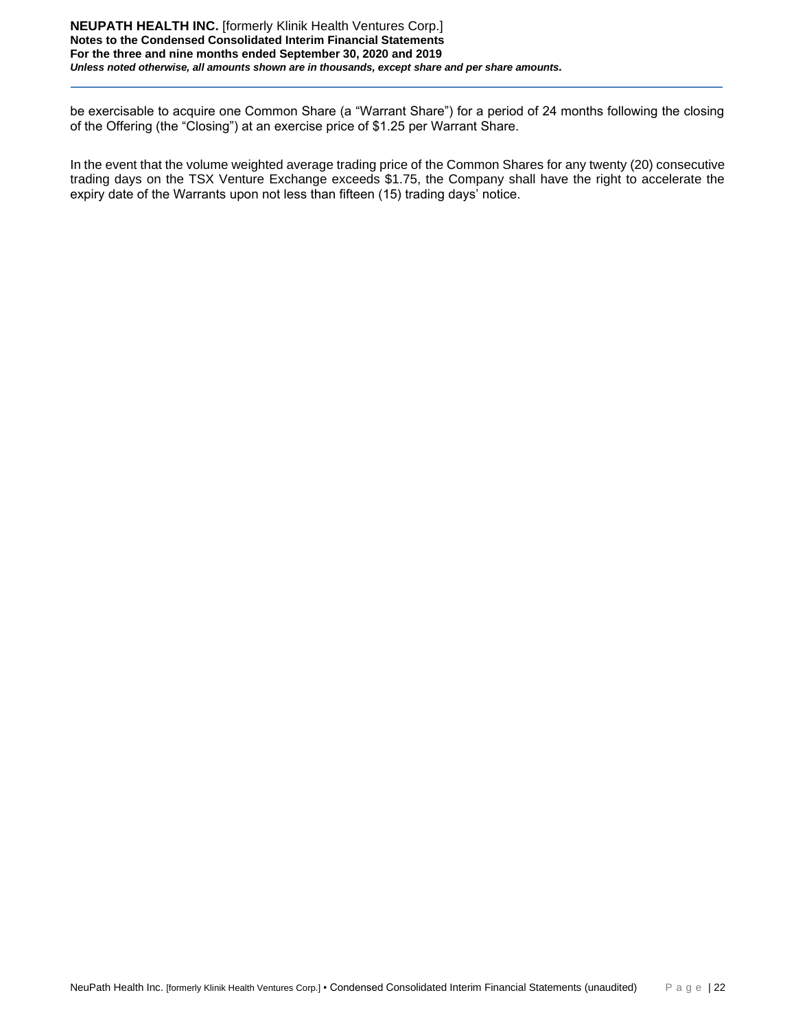be exercisable to acquire one Common Share (a "Warrant Share") for a period of 24 months following the closing of the Offering (the "Closing") at an exercise price of $1.25 per Warrant Share.

In the event that the volume weighted average trading price of the Common Shares for any twenty (20) consecutive trading days on the TSX Venture Exchange exceeds $1.75, the Company shall have the right to accelerate the expiry date of the Warrants upon not less than fifteen (15) trading days' notice.